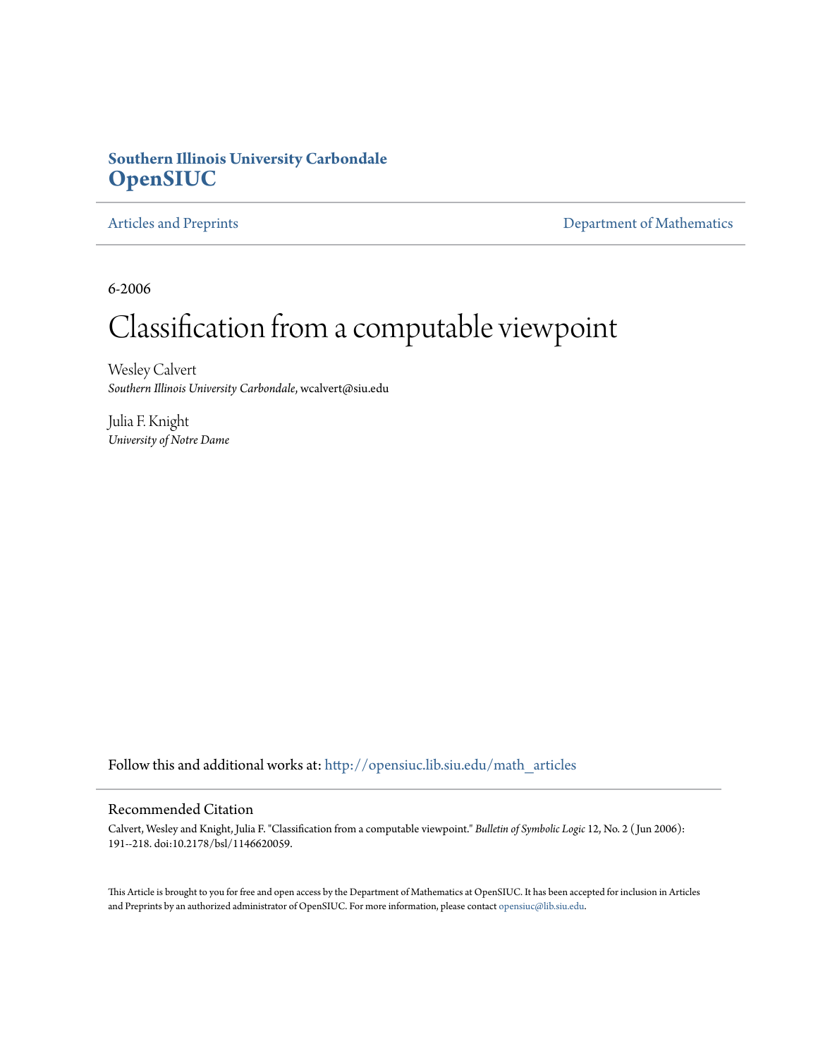**Southern Illinois University Carbondale**
**OpenSIUC**

Articles and Preprints | Department of Mathematics

6-2006

# Classification from a computable viewpoint

Wesley Calvert
*Southern Illinois University Carbondale*, wcalvert@siu.edu

Julia F. Knight
*University of Notre Dame*

Follow this and additional works at: http://opensiuc.lib.siu.edu/math_articles

## Recommended Citation

Calvert, Wesley and Knight, Julia F. "Classification from a computable viewpoint." *Bulletin of Symbolic Logic* 12, No. 2 ( Jun 2006): 191--218. doi:10.2178/bsl/1146620059.

This Article is brought to you for free and open access by the Department of Mathematics at OpenSIUC. It has been accepted for inclusion in Articles and Preprints by an authorized administrator of OpenSIUC. For more information, please contact opensiuc@lib.siu.edu.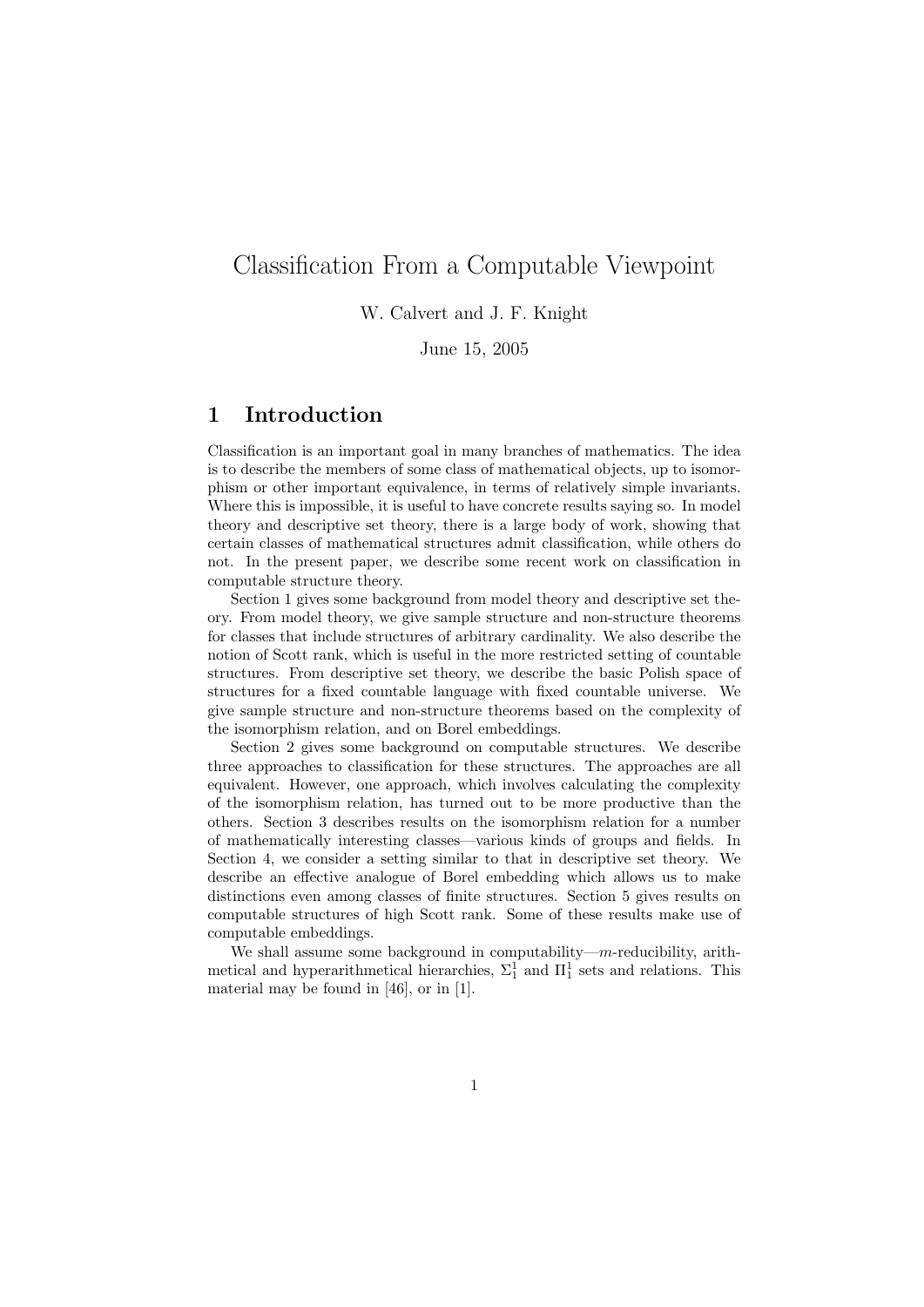# Classification From a Computable Viewpoint

W. Calvert and J. F. Knight

June 15, 2005

## 1 Introduction

Classification is an important goal in many branches of mathematics. The idea is to describe the members of some class of mathematical objects, up to isomorphism or other important equivalence, in terms of relatively simple invariants. Where this is impossible, it is useful to have concrete results saying so. In model theory and descriptive set theory, there is a large body of work, showing that certain classes of mathematical structures admit classification, while others do not. In the present paper, we describe some recent work on classification in computable structure theory.

Section 1 gives some background from model theory and descriptive set theory. From model theory, we give sample structure and non-structure theorems for classes that include structures of arbitrary cardinality. We also describe the notion of Scott rank, which is useful in the more restricted setting of countable structures. From descriptive set theory, we describe the basic Polish space of structures for a fixed countable language with fixed countable universe. We give sample structure and non-structure theorems based on the complexity of the isomorphism relation, and on Borel embeddings.

Section 2 gives some background on computable structures. We describe three approaches to classification for these structures. The approaches are all equivalent. However, one approach, which involves calculating the complexity of the isomorphism relation, has turned out to be more productive than the others. Section 3 describes results on the isomorphism relation for a number of mathematically interesting classes—various kinds of groups and fields. In Section 4, we consider a setting similar to that in descriptive set theory. We describe an effective analogue of Borel embedding which allows us to make distinctions even among classes of finite structures. Section 5 gives results on computable structures of high Scott rank. Some of these results make use of computable embeddings.

We shall assume some background in computability—$m$-reducibility, arithmetical and hyperarithmetical hierarchies, $\Sigma^1_1$ and $\Pi^1_1$ sets and relations. This material may be found in [46], or in [1].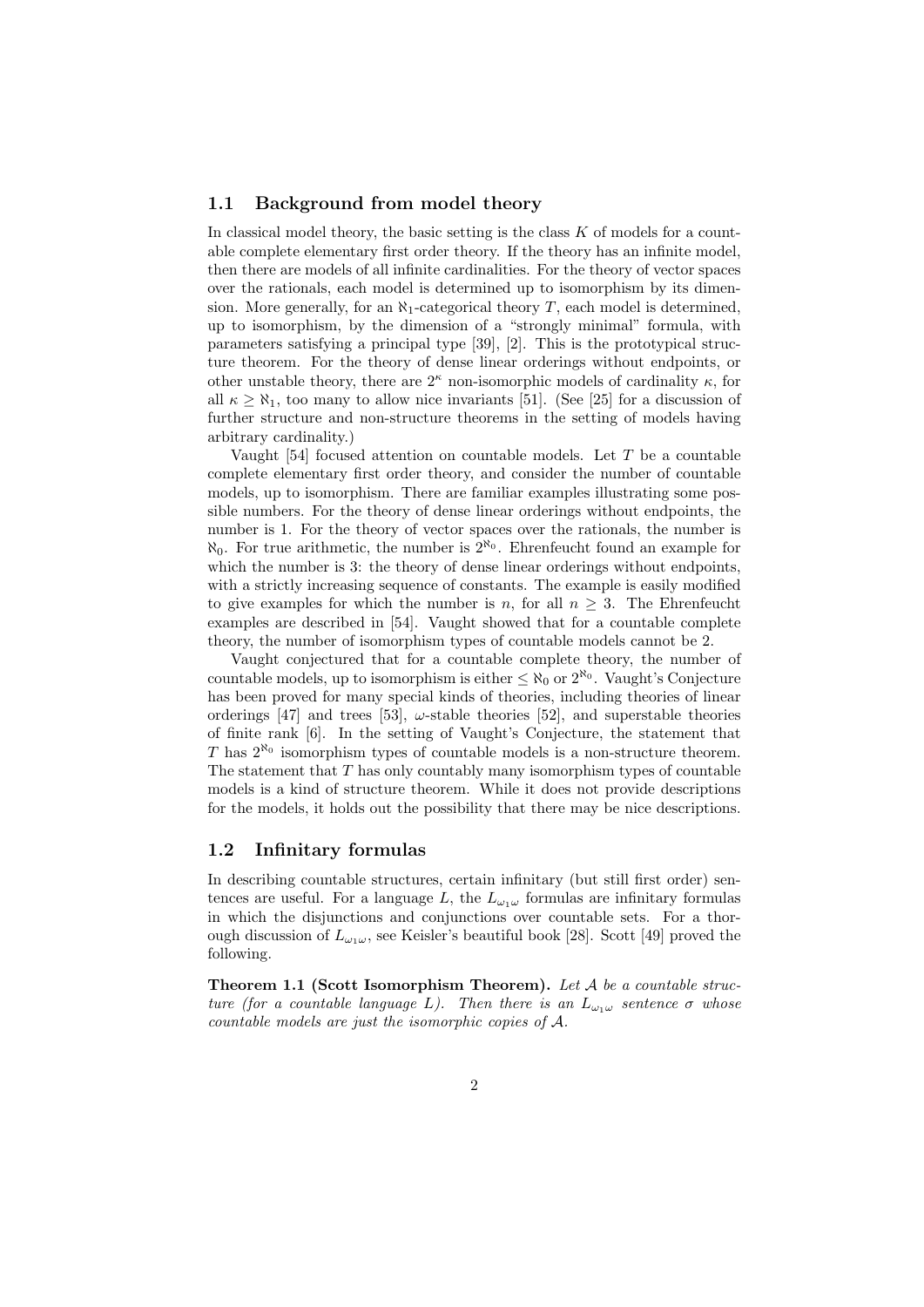## 1.1 Background from model theory

In classical model theory, the basic setting is the class $K$ of models for a countable complete elementary first order theory. If the theory has an infinite model, then there are models of all infinite cardinalities. For the theory of vector spaces over the rationals, each model is determined up to isomorphism by its dimension. More generally, for an $\aleph_1$-categorical theory $T$, each model is determined, up to isomorphism, by the dimension of a "strongly minimal" formula, with parameters satisfying a principal type [39], [2]. This is the prototypical structure theorem. For the theory of dense linear orderings without endpoints, or other unstable theory, there are $2^\kappa$ non-isomorphic models of cardinality $\kappa$, for all $\kappa \geq \aleph_1$, too many to allow nice invariants [51]. (See [25] for a discussion of further structure and non-structure theorems in the setting of models having arbitrary cardinality.)

Vaught [54] focused attention on countable models. Let $T$ be a countable complete elementary first order theory, and consider the number of countable models, up to isomorphism. There are familiar examples illustrating some possible numbers. For the theory of dense linear orderings without endpoints, the number is 1. For the theory of vector spaces over the rationals, the number is $\aleph_0$. For true arithmetic, the number is $2^{\aleph_0}$. Ehrenfeucht found an example for which the number is 3: the theory of dense linear orderings without endpoints, with a strictly increasing sequence of constants. The example is easily modified to give examples for which the number is $n$, for all $n \geq 3$. The Ehrenfeucht examples are described in [54]. Vaught showed that for a countable complete theory, the number of isomorphism types of countable models cannot be 2.

Vaught conjectured that for a countable complete theory, the number of countable models, up to isomorphism is either $\leq \aleph_0$ or $2^{\aleph_0}$. Vaught's Conjecture has been proved for many special kinds of theories, including theories of linear orderings [47] and trees [53], $\omega$-stable theories [52], and superstable theories of finite rank [6]. In the setting of Vaught's Conjecture, the statement that $T$ has $2^{\aleph_0}$ isomorphism types of countable models is a non-structure theorem. The statement that $T$ has only countably many isomorphism types of countable models is a kind of structure theorem. While it does not provide descriptions for the models, it holds out the possibility that there may be nice descriptions.

## 1.2 Infinitary formulas

In describing countable structures, certain infinitary (but still first order) sentences are useful. For a language $L$, the $L_{\omega_1\omega}$ formulas are infinitary formulas in which the disjunctions and conjunctions over countable sets. For a thorough discussion of $L_{\omega_1\omega}$, see Keisler's beautiful book [28]. Scott [49] proved the following.

**Theorem 1.1 (Scott Isomorphism Theorem).** *Let $\mathcal{A}$ be a countable structure (for a countable language $L$). Then there is an $L_{\omega_1\omega}$ sentence $\sigma$ whose countable models are just the isomorphic copies of $\mathcal{A}$.*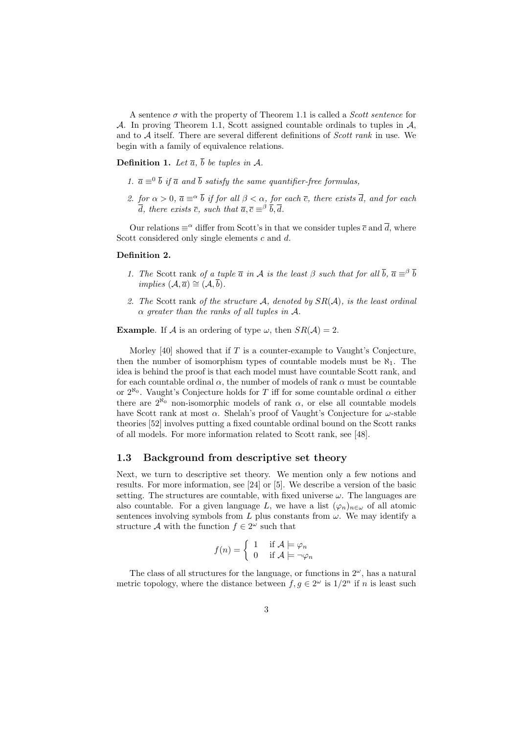A sentence $\sigma$ with the property of Theorem 1.1 is called a *Scott sentence* for $\mathcal{A}$. In proving Theorem 1.1, Scott assigned countable ordinals to tuples in $\mathcal{A}$, and to $\mathcal{A}$ itself. There are several different definitions of *Scott rank* in use. We begin with a family of equivalence relations.

**Definition 1.** *Let $\overline{a}$, $\overline{b}$ be tuples in $\mathcal{A}$.*

1. *$\overline{a} \equiv^0 \overline{b}$ if $\overline{a}$ and $\overline{b}$ satisfy the same quantifier-free formulas,*
2. *for $\alpha > 0$, $\overline{a} \equiv^\alpha \overline{b}$ if for all $\beta < \alpha$, for each $\overline{c}$, there exists $\overline{d}$, and for each $\overline{d}$, there exists $\overline{c}$, such that $\overline{a}, \overline{c} \equiv^\beta \overline{b}, \overline{d}$.*

Our relations $\equiv^\alpha$ differ from Scott's in that we consider tuples $\overline{c}$ and $\overline{d}$, where Scott considered only single elements $c$ and $d$.

**Definition 2.**

1. *The* Scott rank *of a tuple $\overline{a}$ in $\mathcal{A}$ is the least $\beta$ such that for all $\overline{b}$, $\overline{a} \equiv^\beta \overline{b}$ implies $(\mathcal{A}, \overline{a}) \cong (\mathcal{A}, \overline{b})$.*
2. *The* Scott rank *of the structure $\mathcal{A}$, denoted by $SR(\mathcal{A})$, is the least ordinal $\alpha$ greater than the ranks of all tuples in $\mathcal{A}$.*

**Example**. If $\mathcal{A}$ is an ordering of type $\omega$, then $SR(\mathcal{A}) = 2$.

Morley [40] showed that if $T$ is a counter-example to Vaught's Conjecture, then the number of isomorphism types of countable models must be $\aleph_1$. The idea is behind the proof is that each model must have countable Scott rank, and for each countable ordinal $\alpha$, the number of models of rank $\alpha$ must be countable or $2^{\aleph_0}$. Vaught's Conjecture holds for $T$ iff for some countable ordinal $\alpha$ either there are $2^{\aleph_0}$ non-isomorphic models of rank $\alpha$, or else all countable models have Scott rank at most $\alpha$. Shelah's proof of Vaught's Conjecture for $\omega$-stable theories [52] involves putting a fixed countable ordinal bound on the Scott ranks of all models. For more information related to Scott rank, see [48].

### 1.3 Background from descriptive set theory

Next, we turn to descriptive set theory. We mention only a few notions and results. For more information, see [24] or [5]. We describe a version of the basic setting. The structures are countable, with fixed universe $\omega$. The languages are also countable. For a given language $L$, we have a list $(\varphi_n)_{n\in\omega}$ of all atomic sentences involving symbols from $L$ plus constants from $\omega$. We may identify a structure $\mathcal{A}$ with the function $f \in 2^\omega$ such that

$$f(n) = \begin{cases} 1 & \text{if } \mathcal{A} \models \varphi_n \\ 0 & \text{if } \mathcal{A} \models \neg\varphi_n \end{cases}$$

The class of all structures for the language, or functions in $2^\omega$, has a natural metric topology, where the distance between $f, g \in 2^\omega$ is $1/2^n$ if $n$ is least such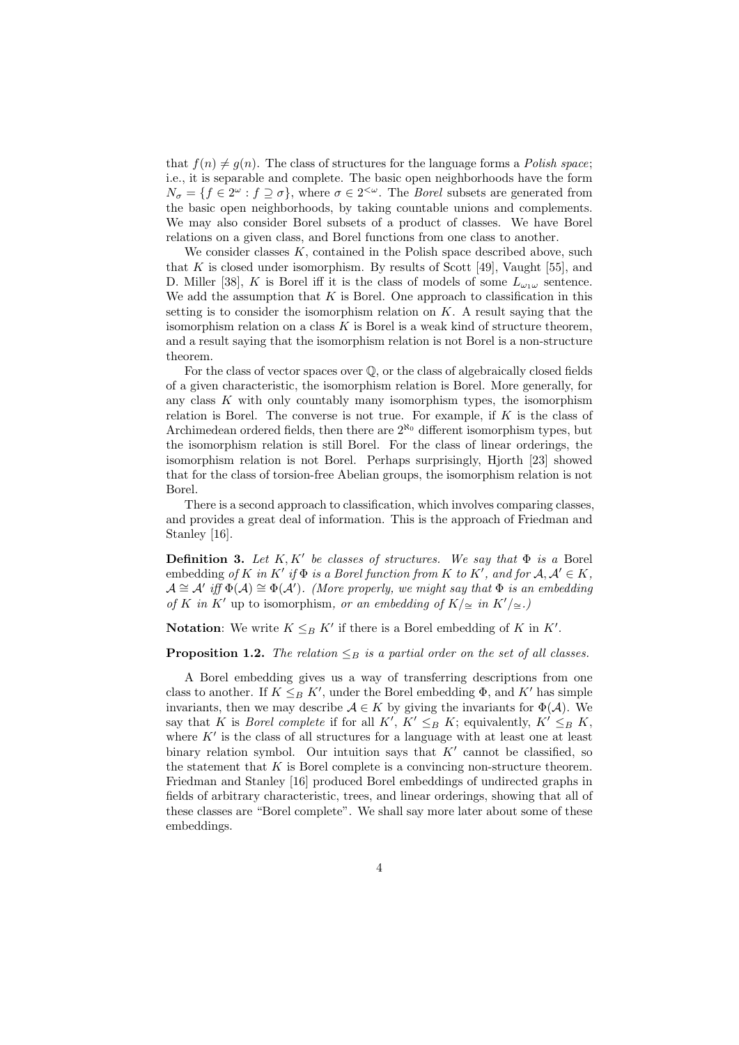that $f(n) \neq g(n)$. The class of structures for the language forms a *Polish space*; i.e., it is separable and complete. The basic open neighborhoods have the form $N_\sigma = \{f \in 2^\omega : f \supseteq \sigma\}$, where $\sigma \in 2^{<\omega}$. The *Borel* subsets are generated from the basic open neighborhoods, by taking countable unions and complements. We may also consider Borel subsets of a product of classes. We have Borel relations on a given class, and Borel functions from one class to another.

We consider classes $K$, contained in the Polish space described above, such that $K$ is closed under isomorphism. By results of Scott [49], Vaught [55], and D. Miller [38], $K$ is Borel iff it is the class of models of some $L_{\omega_1\omega}$ sentence. We add the assumption that $K$ is Borel. One approach to classification in this setting is to consider the isomorphism relation on $K$. A result saying that the isomorphism relation on a class $K$ is Borel is a weak kind of structure theorem, and a result saying that the isomorphism relation is not Borel is a non-structure theorem.

For the class of vector spaces over $\mathbb{Q}$, or the class of algebraically closed fields of a given characteristic, the isomorphism relation is Borel. More generally, for any class $K$ with only countably many isomorphism types, the isomorphism relation is Borel. The converse is not true. For example, if $K$ is the class of Archimedean ordered fields, then there are $2^{\aleph_0}$ different isomorphism types, but the isomorphism relation is still Borel. For the class of linear orderings, the isomorphism relation is not Borel. Perhaps surprisingly, Hjorth [23] showed that for the class of torsion-free Abelian groups, the isomorphism relation is not Borel.

There is a second approach to classification, which involves comparing classes, and provides a great deal of information. This is the approach of Friedman and Stanley [16].

**Definition 3.** *Let $K, K'$ be classes of structures. We say that $\Phi$ is a* Borel embedding *of $K$ in $K'$ if $\Phi$ is a Borel function from $K$ to $K'$, and for $\mathcal{A}, \mathcal{A}' \in K$, $\mathcal{A} \cong \mathcal{A}'$ iff $\Phi(\mathcal{A}) \cong \Phi(\mathcal{A}')$. (More properly, we might say that $\Phi$ is an embedding of $K$ in $K'$* up to isomorphism*, or an embedding of $K/_{\cong}$ in $K'/_{\cong}$.)*

**Notation**: We write $K \leq_B K'$ if there is a Borel embedding of $K$ in $K'$.

**Proposition 1.2.** *The relation $\leq_B$ is a partial order on the set of all classes.*

A Borel embedding gives us a way of transferring descriptions from one class to another. If $K \leq_B K'$, under the Borel embedding $\Phi$, and $K'$ has simple invariants, then we may describe $\mathcal{A} \in K$ by giving the invariants for $\Phi(\mathcal{A})$. We say that $K$ is *Borel complete* if for all $K'$, $K' \leq_B K$; equivalently, $K' \leq_B K$, where $K'$ is the class of all structures for a language with at least one at least binary relation symbol. Our intuition says that $K'$ cannot be classified, so the statement that $K$ is Borel complete is a convincing non-structure theorem. Friedman and Stanley [16] produced Borel embeddings of undirected graphs in fields of arbitrary characteristic, trees, and linear orderings, showing that all of these classes are "Borel complete". We shall say more later about some of these embeddings.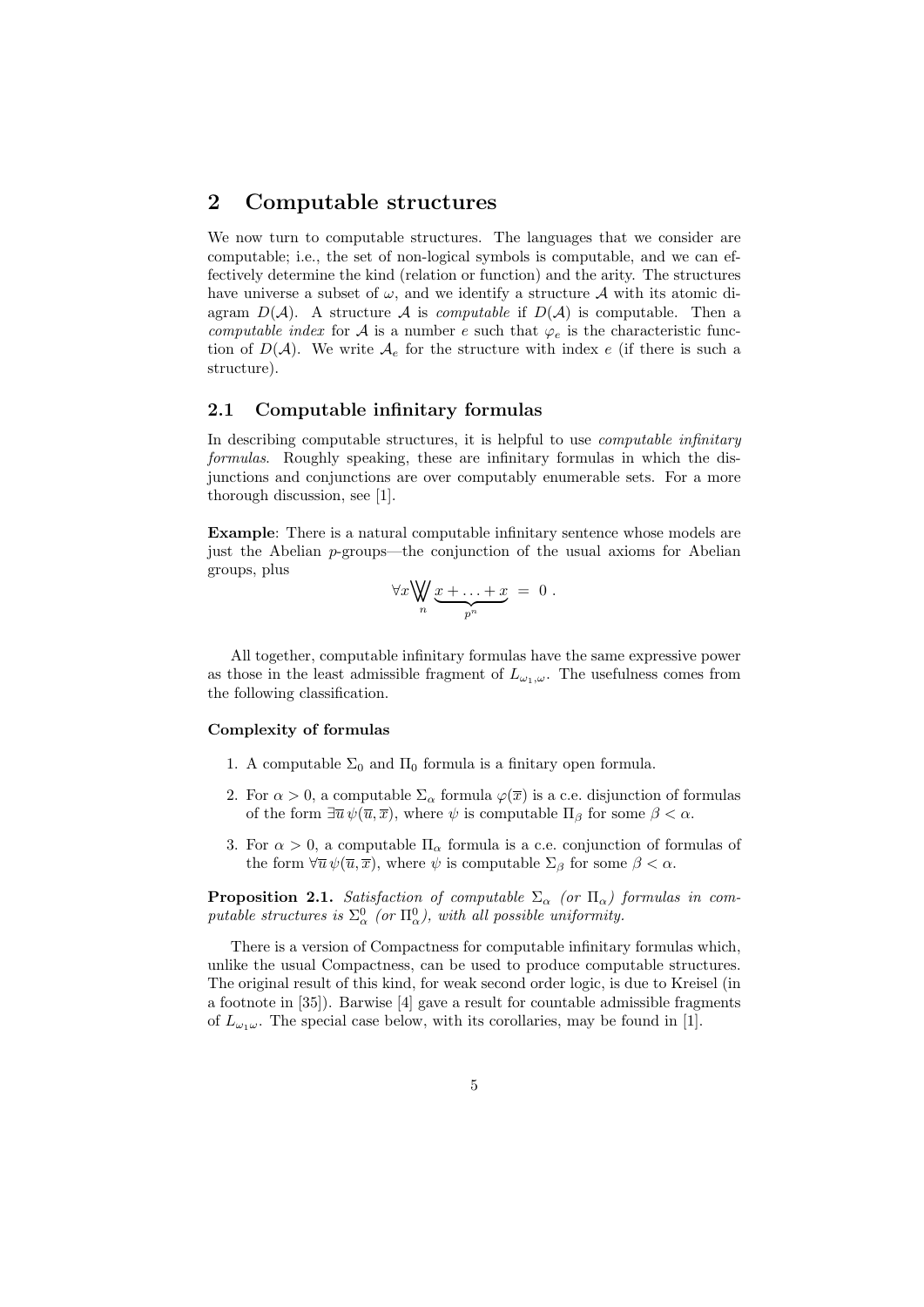## 2 Computable structures

We now turn to computable structures. The languages that we consider are computable; i.e., the set of non-logical symbols is computable, and we can effectively determine the kind (relation or function) and the arity. The structures have universe a subset of $\omega$, and we identify a structure $\mathcal{A}$ with its atomic diagram $D(\mathcal{A})$. A structure $\mathcal{A}$ is *computable* if $D(\mathcal{A})$ is computable. Then a *computable index* for $\mathcal{A}$ is a number $e$ such that $\varphi_e$ is the characteristic function of $D(\mathcal{A})$. We write $\mathcal{A}_e$ for the structure with index $e$ (if there is such a structure).

### 2.1 Computable infinitary formulas

In describing computable structures, it is helpful to use *computable infinitary formulas*. Roughly speaking, these are infinitary formulas in which the disjunctions and conjunctions are over computably enumerable sets. For a more thorough discussion, see [1].

**Example**: There is a natural computable infinitary sentence whose models are just the Abelian $p$-groups—the conjunction of the usual axioms for Abelian groups, plus

$$\forall x \bigvee_{n} \underbrace{x + \ldots + x}_{p^n} \ = \ 0 \ .$$

All together, computable infinitary formulas have the same expressive power as those in the least admissible fragment of $L_{\omega_1,\omega}$. The usefulness comes from the following classification.

#### Complexity of formulas

1. A computable $\Sigma_0$ and $\Pi_0$ formula is a finitary open formula.
2. For $\alpha > 0$, a computable $\Sigma_\alpha$ formula $\varphi(\overline{x})$ is a c.e. disjunction of formulas of the form $\exists \overline{u}\, \psi(\overline{u}, \overline{x})$, where $\psi$ is computable $\Pi_\beta$ for some $\beta < \alpha$.
3. For $\alpha > 0$, a computable $\Pi_\alpha$ formula is a c.e. conjunction of formulas of the form $\forall \overline{u}\, \psi(\overline{u}, \overline{x})$, where $\psi$ is computable $\Sigma_\beta$ for some $\beta < \alpha$.

**Proposition 2.1.** *Satisfaction of computable $\Sigma_\alpha$ (or $\Pi_\alpha$) formulas in computable structures is $\Sigma^0_\alpha$ (or $\Pi^0_\alpha$), with all possible uniformity.*

There is a version of Compactness for computable infinitary formulas which, unlike the usual Compactness, can be used to produce computable structures. The original result of this kind, for weak second order logic, is due to Kreisel (in a footnote in [35]). Barwise [4] gave a result for countable admissible fragments of $L_{\omega_1\omega}$. The special case below, with its corollaries, may be found in [1].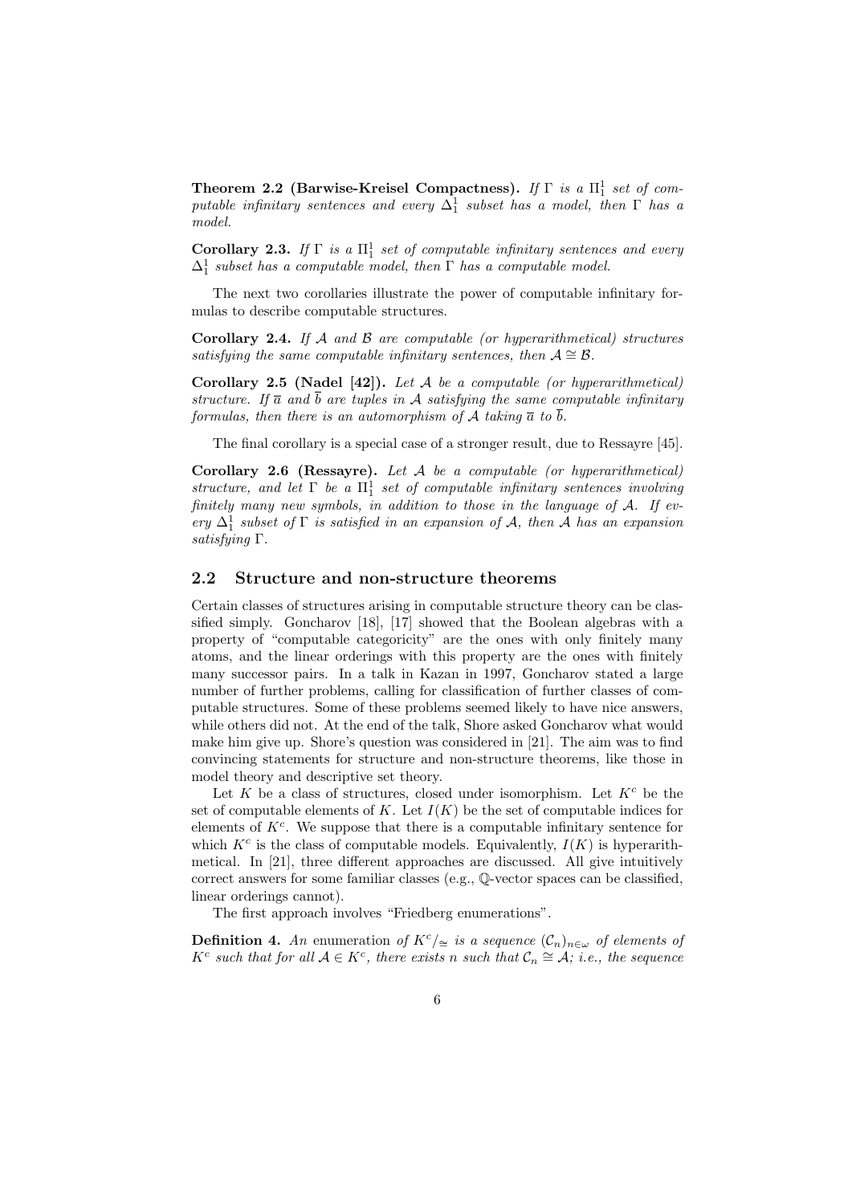**Theorem 2.2 (Barwise-Kreisel Compactness).** *If $\Gamma$ is a $\Pi^1_1$ set of computable infinitary sentences and every $\Delta^1_1$ subset has a model, then $\Gamma$ has a model.*

**Corollary 2.3.** *If $\Gamma$ is a $\Pi^1_1$ set of computable infinitary sentences and every $\Delta^1_1$ subset has a computable model, then $\Gamma$ has a computable model.*

The next two corollaries illustrate the power of computable infinitary formulas to describe computable structures.

**Corollary 2.4.** *If $\mathcal{A}$ and $\mathcal{B}$ are computable (or hyperarithmetical) structures satisfying the same computable infinitary sentences, then $\mathcal{A} \cong \mathcal{B}$.*

**Corollary 2.5 (Nadel [42]).** *Let $\mathcal{A}$ be a computable (or hyperarithmetical) structure. If $\overline{a}$ and $\overline{b}$ are tuples in $\mathcal{A}$ satisfying the same computable infinitary formulas, then there is an automorphism of $\mathcal{A}$ taking $\overline{a}$ to $\overline{b}$.*

The final corollary is a special case of a stronger result, due to Ressayre [45].

**Corollary 2.6 (Ressayre).** *Let $\mathcal{A}$ be a computable (or hyperarithmetical) structure, and let $\Gamma$ be a $\Pi^1_1$ set of computable infinitary sentences involving finitely many new symbols, in addition to those in the language of $\mathcal{A}$. If every $\Delta^1_1$ subset of $\Gamma$ is satisfied in an expansion of $\mathcal{A}$, then $\mathcal{A}$ has an expansion satisfying $\Gamma$.*

## 2.2 Structure and non-structure theorems

Certain classes of structures arising in computable structure theory can be classified simply. Goncharov [18], [17] showed that the Boolean algebras with a property of "computable categoricity" are the ones with only finitely many atoms, and the linear orderings with this property are the ones with finitely many successor pairs. In a talk in Kazan in 1997, Goncharov stated a large number of further problems, calling for classification of further classes of computable structures. Some of these problems seemed likely to have nice answers, while others did not. At the end of the talk, Shore asked Goncharov what would make him give up. Shore's question was considered in [21]. The aim was to find convincing statements for structure and non-structure theorems, like those in model theory and descriptive set theory.

Let $K$ be a class of structures, closed under isomorphism. Let $K^c$ be the set of computable elements of $K$. Let $I(K)$ be the set of computable indices for elements of $K^c$. We suppose that there is a computable infinitary sentence for which $K^c$ is the class of computable models. Equivalently, $I(K)$ is hyperarithmetical. In [21], three different approaches are discussed. All give intuitively correct answers for some familiar classes (e.g., $\mathbb{Q}$-vector spaces can be classified, linear orderings cannot).

The first approach involves "Friedberg enumerations".

**Definition 4.** *An* enumeration *of $K^c/_{\cong}$ is a sequence $(\mathcal{C}_n)_{n\in\omega}$ of elements of $K^c$ such that for all $\mathcal{A} \in K^c$, there exists $n$ such that $\mathcal{C}_n \cong \mathcal{A}$; i.e., the sequence*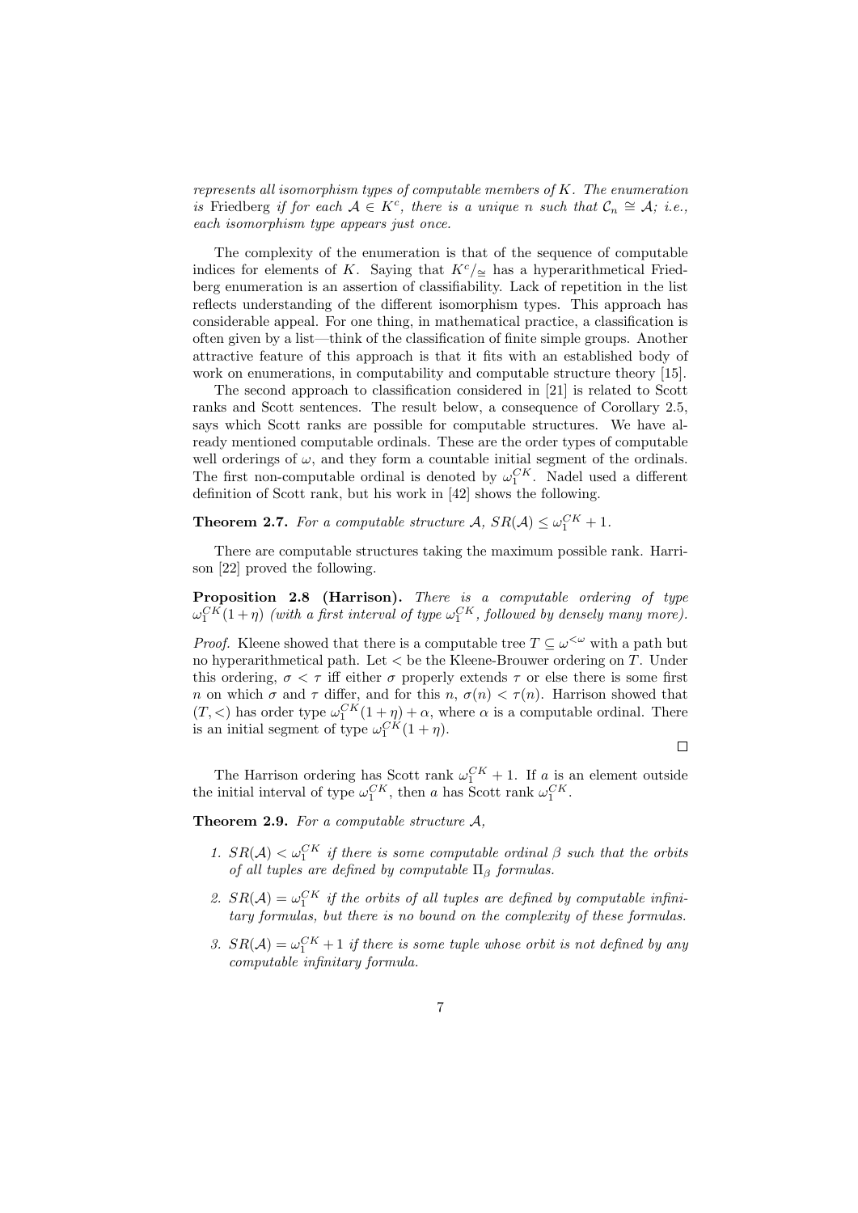*represents all isomorphism types of computable members of $K$. The enumeration is* Friedberg *if for each $\mathcal{A} \in K^c$, there is a unique $n$ such that $\mathcal{C}_n \cong \mathcal{A}$; i.e., each isomorphism type appears just once.*

The complexity of the enumeration is that of the sequence of computable indices for elements of $K$. Saying that $K^c/_{\cong}$ has a hyperarithmetical Friedberg enumeration is an assertion of classifiability. Lack of repetition in the list reflects understanding of the different isomorphism types. This approach has considerable appeal. For one thing, in mathematical practice, a classification is often given by a list—think of the classification of finite simple groups. Another attractive feature of this approach is that it fits with an established body of work on enumerations, in computability and computable structure theory [15].

The second approach to classification considered in [21] is related to Scott ranks and Scott sentences. The result below, a consequence of Corollary 2.5, says which Scott ranks are possible for computable structures. We have already mentioned computable ordinals. These are the order types of computable well orderings of $\omega$, and they form a countable initial segment of the ordinals. The first non-computable ordinal is denoted by $\omega_1^{CK}$. Nadel used a different definition of Scott rank, but his work in [42] shows the following.

**Theorem 2.7.** *For a computable structure $\mathcal{A}$, $SR(\mathcal{A}) \leq \omega_1^{CK} + 1$.*

There are computable structures taking the maximum possible rank. Harrison [22] proved the following.

**Proposition 2.8 (Harrison).** *There is a computable ordering of type $\omega_1^{CK}(1+\eta)$ (with a first interval of type $\omega_1^{CK}$, followed by densely many more).*

*Proof.* Kleene showed that there is a computable tree $T \subseteq \omega^{<\omega}$ with a path but no hyperarithmetical path. Let $<$ be the Kleene-Brouwer ordering on $T$. Under this ordering, $\sigma < \tau$ iff either $\sigma$ properly extends $\tau$ or else there is some first $n$ on which $\sigma$ and $\tau$ differ, and for this $n$, $\sigma(n) < \tau(n)$. Harrison showed that $(T, <)$ has order type $\omega_1^{CK}(1+\eta) + \alpha$, where $\alpha$ is a computable ordinal. There is an initial segment of type $\omega_1^{CK}(1+\eta)$.

□

The Harrison ordering has Scott rank $\omega_1^{CK} + 1$. If $a$ is an element outside the initial interval of type $\omega_1^{CK}$, then $a$ has Scott rank $\omega_1^{CK}$.

**Theorem 2.9.** *For a computable structure $\mathcal{A}$,*

1. *$SR(\mathcal{A}) < \omega_1^{CK}$ if there is some computable ordinal $\beta$ such that the orbits of all tuples are defined by computable $\Pi_\beta$ formulas.*
2. *$SR(\mathcal{A}) = \omega_1^{CK}$ if the orbits of all tuples are defined by computable infinitary formulas, but there is no bound on the complexity of these formulas.*
3. *$SR(\mathcal{A}) = \omega_1^{CK} + 1$ if there is some tuple whose orbit is not defined by any computable infinitary formula.*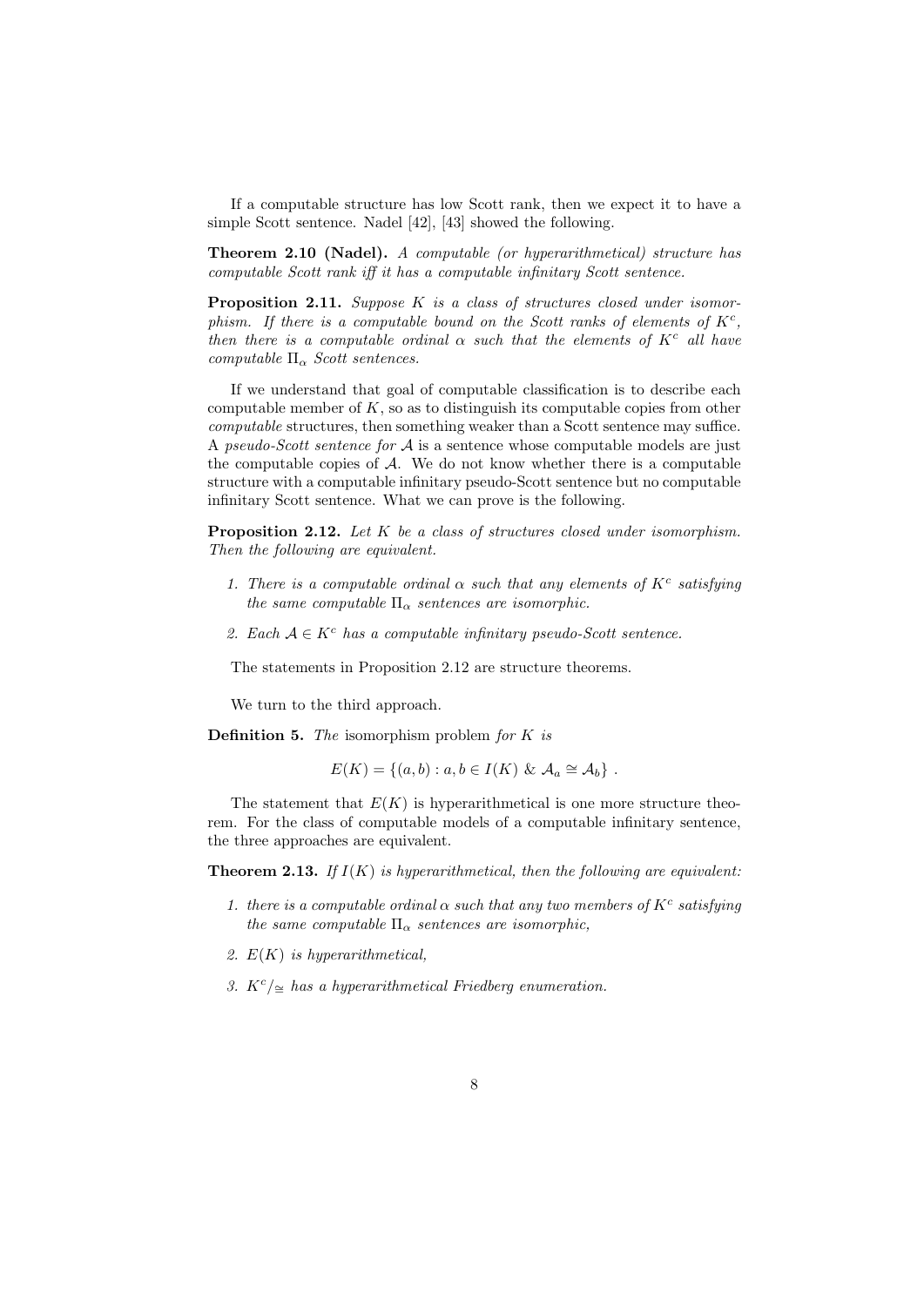If a computable structure has low Scott rank, then we expect it to have a simple Scott sentence. Nadel [42], [43] showed the following.

**Theorem 2.10 (Nadel).** *A computable (or hyperarithmetical) structure has computable Scott rank iff it has a computable infinitary Scott sentence.*

**Proposition 2.11.** *Suppose $K$ is a class of structures closed under isomorphism. If there is a computable bound on the Scott ranks of elements of $K^c$, then there is a computable ordinal $\alpha$ such that the elements of $K^c$ all have computable $\Pi_\alpha$ Scott sentences.*

If we understand that goal of computable classification is to describe each computable member of $K$, so as to distinguish its computable copies from other *computable* structures, then something weaker than a Scott sentence may suffice. A *pseudo-Scott sentence for $\mathcal{A}$* is a sentence whose computable models are just the computable copies of $\mathcal{A}$. We do not know whether there is a computable structure with a computable infinitary pseudo-Scott sentence but no computable infinitary Scott sentence. What we can prove is the following.

**Proposition 2.12.** *Let $K$ be a class of structures closed under isomorphism. Then the following are equivalent.*

1. *There is a computable ordinal $\alpha$ such that any elements of $K^c$ satisfying the same computable $\Pi_\alpha$ sentences are isomorphic.*
2. *Each $\mathcal{A} \in K^c$ has a computable infinitary pseudo-Scott sentence.*

The statements in Proposition 2.12 are structure theorems.

We turn to the third approach.

**Definition 5.** *The* isomorphism problem *for $K$ is*

$$E(K) = \{(a, b) : a, b \in I(K) \ \& \ \mathcal{A}_a \cong \mathcal{A}_b\} .$$

The statement that $E(K)$ is hyperarithmetical is one more structure theorem. For the class of computable models of a computable infinitary sentence, the three approaches are equivalent.

**Theorem 2.13.** *If $I(K)$ is hyperarithmetical, then the following are equivalent:*

1. *there is a computable ordinal $\alpha$ such that any two members of $K^c$ satisfying the same computable $\Pi_\alpha$ sentences are isomorphic,*
2. *$E(K)$ is hyperarithmetical,*
3. *$K^c/_{\cong}$ has a hyperarithmetical Friedberg enumeration.*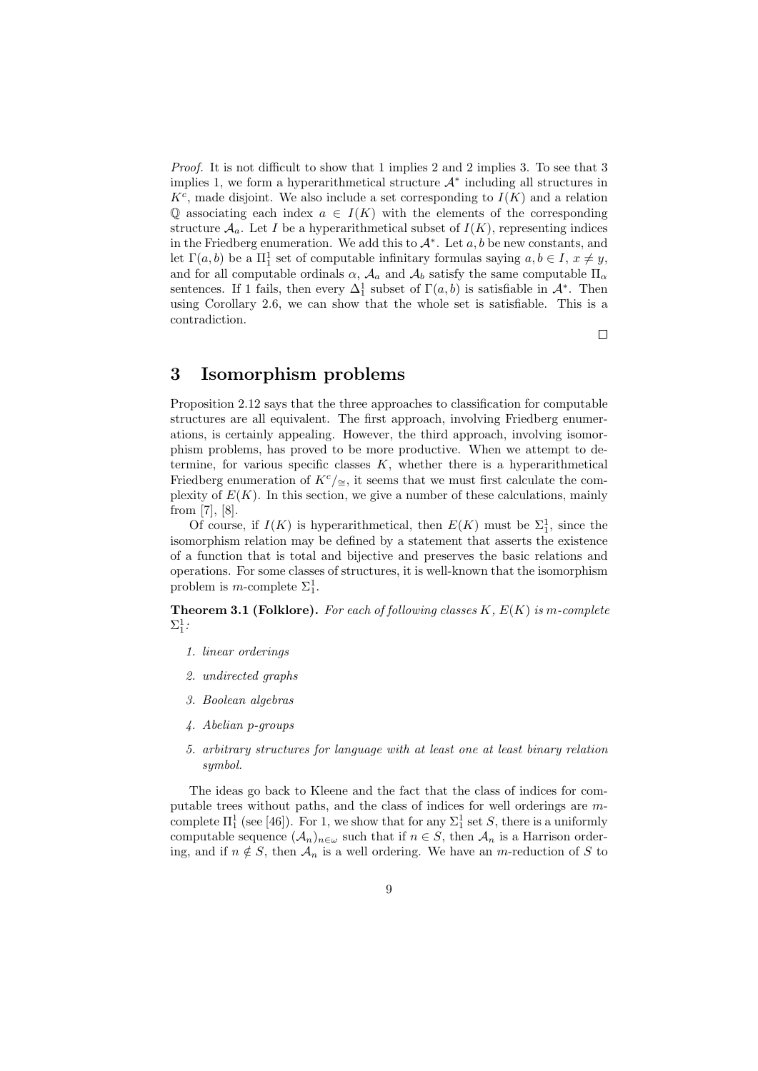*Proof.* It is not difficult to show that 1 implies 2 and 2 implies 3. To see that 3 implies 1, we form a hyperarithmetical structure $\mathcal{A}^*$ including all structures in $K^c$, made disjoint. We also include a set corresponding to $I(K)$ and a relation $\mathbb{Q}$ associating each index $a \in I(K)$ with the elements of the corresponding structure $\mathcal{A}_a$. Let $I$ be a hyperarithmetical subset of $I(K)$, representing indices in the Friedberg enumeration. We add this to $\mathcal{A}^*$. Let $a, b$ be new constants, and let $\Gamma(a,b)$ be a $\Pi^1_1$ set of computable infinitary formulas saying $a, b \in I$, $x \neq y$, and for all computable ordinals $\alpha$, $\mathcal{A}_a$ and $\mathcal{A}_b$ satisfy the same computable $\Pi_\alpha$ sentences. If 1 fails, then every $\Delta^1_1$ subset of $\Gamma(a,b)$ is satisfiable in $\mathcal{A}^*$. Then using Corollary 2.6, we can show that the whole set is satisfiable. This is a contradiction.

□

## 3 Isomorphism problems

Proposition 2.12 says that the three approaches to classification for computable structures are all equivalent. The first approach, involving Friedberg enumerations, is certainly appealing. However, the third approach, involving isomorphism problems, has proved to be more productive. When we attempt to determine, for various specific classes $K$, whether there is a hyperarithmetical Friedberg enumeration of $K^c/_{\cong}$, it seems that we must first calculate the complexity of $E(K)$. In this section, we give a number of these calculations, mainly from [7], [8].

Of course, if $I(K)$ is hyperarithmetical, then $E(K)$ must be $\Sigma^1_1$, since the isomorphism relation may be defined by a statement that asserts the existence of a function that is total and bijective and preserves the basic relations and operations. For some classes of structures, it is well-known that the isomorphism problem is $m$-complete $\Sigma^1_1$.

**Theorem 3.1 (Folklore).** *For each of following classes $K$, $E(K)$ is $m$-complete $\Sigma^1_1$:*

1. *linear orderings*
2. *undirected graphs*
3. *Boolean algebras*
4. *Abelian $p$-groups*
5. *arbitrary structures for language with at least one at least binary relation symbol.*

The ideas go back to Kleene and the fact that the class of indices for computable trees without paths, and the class of indices for well orderings are $m$-complete $\Pi^1_1$ (see [46]). For 1, we show that for any $\Sigma^1_1$ set $S$, there is a uniformly computable sequence $(\mathcal{A}_n)_{n\in\omega}$ such that if $n \in S$, then $\mathcal{A}_n$ is a Harrison ordering, and if $n \notin S$, then $\mathcal{A}_n$ is a well ordering. We have an $m$-reduction of $S$ to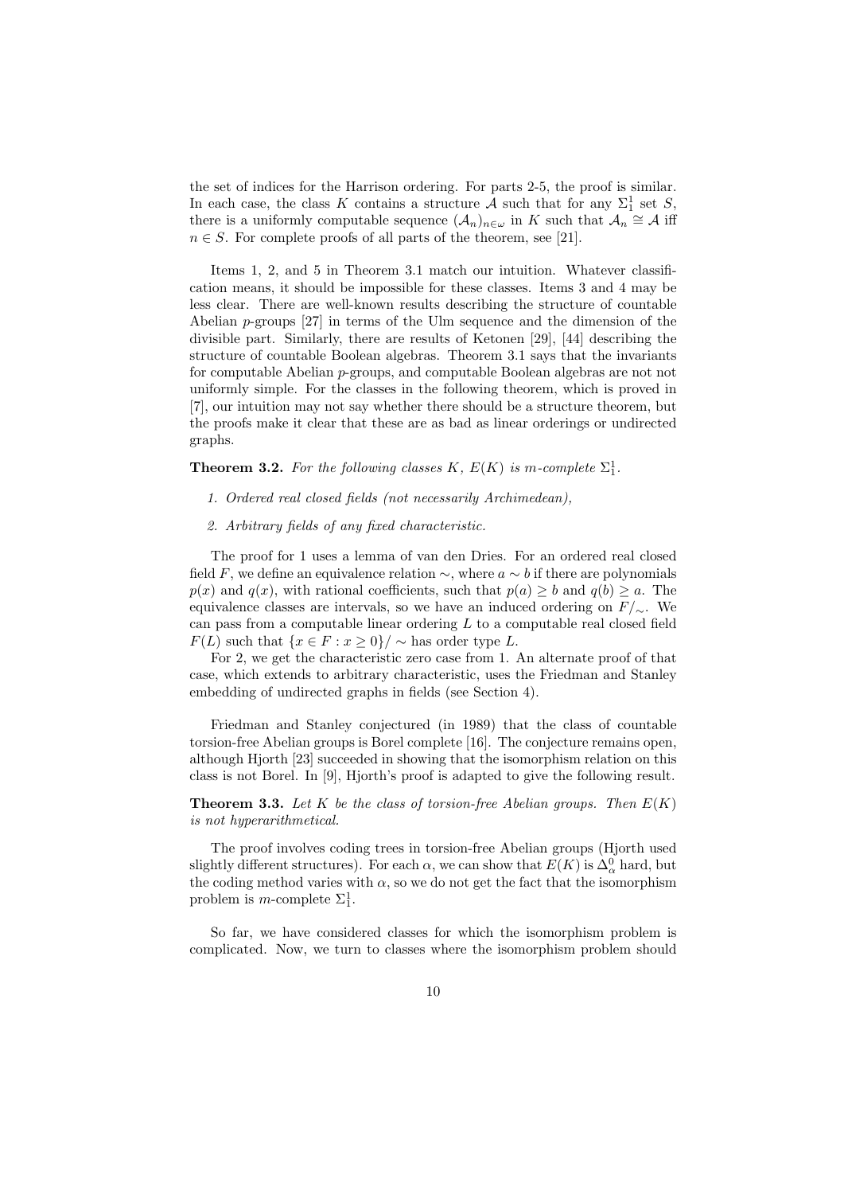the set of indices for the Harrison ordering. For parts 2-5, the proof is similar. In each case, the class $K$ contains a structure $\mathcal{A}$ such that for any $\Sigma^1_1$ set $S$, there is a uniformly computable sequence $(\mathcal{A}_n)_{n\in\omega}$ in $K$ such that $\mathcal{A}_n \cong \mathcal{A}$ iff $n \in S$. For complete proofs of all parts of the theorem, see [21].

Items 1, 2, and 5 in Theorem 3.1 match our intuition. Whatever classification means, it should be impossible for these classes. Items 3 and 4 may be less clear. There are well-known results describing the structure of countable Abelian $p$-groups [27] in terms of the Ulm sequence and the dimension of the divisible part. Similarly, there are results of Ketonen [29], [44] describing the structure of countable Boolean algebras. Theorem 3.1 says that the invariants for computable Abelian $p$-groups, and computable Boolean algebras are not not uniformly simple. For the classes in the following theorem, which is proved in [7], our intuition may not say whether there should be a structure theorem, but the proofs make it clear that these are as bad as linear orderings or undirected graphs.

**Theorem 3.2.** *For the following classes $K$, $E(K)$ is $m$-complete $\Sigma^1_1$.*

1. *Ordered real closed fields (not necessarily Archimedean),*
2. *Arbitrary fields of any fixed characteristic.*

The proof for 1 uses a lemma of van den Dries. For an ordered real closed field $F$, we define an equivalence relation $\sim$, where $a \sim b$ if there are polynomials $p(x)$ and $q(x)$, with rational coefficients, such that $p(a) \geq b$ and $q(b) \geq a$. The equivalence classes are intervals, so we have an induced ordering on $F/_\sim$. We can pass from a computable linear ordering $L$ to a computable real closed field $F(L)$ such that $\{x \in F : x \geq 0\}/\sim$ has order type $L$.

For 2, we get the characteristic zero case from 1. An alternate proof of that case, which extends to arbitrary characteristic, uses the Friedman and Stanley embedding of undirected graphs in fields (see Section 4).

Friedman and Stanley conjectured (in 1989) that the class of countable torsion-free Abelian groups is Borel complete [16]. The conjecture remains open, although Hjorth [23] succeeded in showing that the isomorphism relation on this class is not Borel. In [9], Hjorth's proof is adapted to give the following result.

**Theorem 3.3.** *Let $K$ be the class of torsion-free Abelian groups. Then $E(K)$ is not hyperarithmetical.*

The proof involves coding trees in torsion-free Abelian groups (Hjorth used slightly different structures). For each $\alpha$, we can show that $E(K)$ is $\Delta^0_\alpha$ hard, but the coding method varies with $\alpha$, so we do not get the fact that the isomorphism problem is $m$-complete $\Sigma^1_1$.

So far, we have considered classes for which the isomorphism problem is complicated. Now, we turn to classes where the isomorphism problem should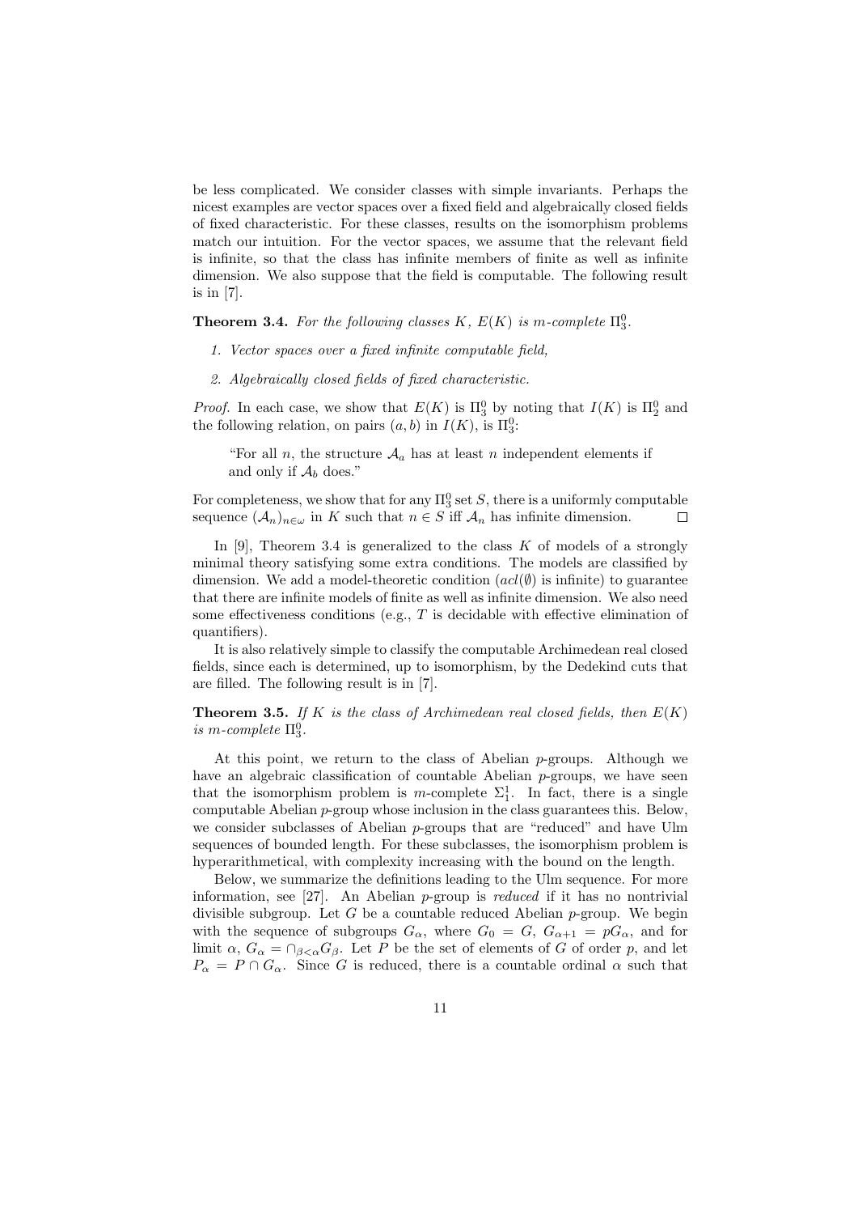be less complicated. We consider classes with simple invariants. Perhaps the nicest examples are vector spaces over a fixed field and algebraically closed fields of fixed characteristic. For these classes, results on the isomorphism problems match our intuition. For the vector spaces, we assume that the relevant field is infinite, so that the class has infinite members of finite as well as infinite dimension. We also suppose that the field is computable. The following result is in [7].

**Theorem 3.4.** *For the following classes $K$, $E(K)$ is $m$-complete $\Pi^0_3$.*

1. *Vector spaces over a fixed infinite computable field,*
2. *Algebraically closed fields of fixed characteristic.*

*Proof.* In each case, we show that $E(K)$ is $\Pi^0_3$ by noting that $I(K)$ is $\Pi^0_2$ and the following relation, on pairs $(a, b)$ in $I(K)$, is $\Pi^0_3$:

> "For all $n$, the structure $\mathcal{A}_a$ has at least $n$ independent elements if and only if $\mathcal{A}_b$ does."

For completeness, we show that for any $\Pi^0_3$ set $S$, there is a uniformly computable sequence $(\mathcal{A}_n)_{n\in\omega}$ in $K$ such that $n \in S$ iff $\mathcal{A}_n$ has infinite dimension. $\square$

In [9], Theorem 3.4 is generalized to the class $K$ of models of a strongly minimal theory satisfying some extra conditions. The models are classified by dimension. We add a model-theoretic condition ($acl(\emptyset)$ is infinite) to guarantee that there are infinite models of finite as well as infinite dimension. We also need some effectiveness conditions (e.g., $T$ is decidable with effective elimination of quantifiers).

It is also relatively simple to classify the computable Archimedean real closed fields, since each is determined, up to isomorphism, by the Dedekind cuts that are filled. The following result is in [7].

**Theorem 3.5.** *If $K$ is the class of Archimedean real closed fields, then $E(K)$ is $m$-complete $\Pi^0_3$.*

At this point, we return to the class of Abelian $p$-groups. Although we have an algebraic classification of countable Abelian $p$-groups, we have seen that the isomorphism problem is $m$-complete $\Sigma^1_1$. In fact, there is a single computable Abelian $p$-group whose inclusion in the class guarantees this. Below, we consider subclasses of Abelian $p$-groups that are "reduced" and have Ulm sequences of bounded length. For these subclasses, the isomorphism problem is hyperarithmetical, with complexity increasing with the bound on the length.

Below, we summarize the definitions leading to the Ulm sequence. For more information, see [27]. An Abelian $p$-group is *reduced* if it has no nontrivial divisible subgroup. Let $G$ be a countable reduced Abelian $p$-group. We begin with the sequence of subgroups $G_\alpha$, where $G_0 = G$, $G_{\alpha+1} = pG_\alpha$, and for limit $\alpha$, $G_\alpha = \cap_{\beta<\alpha} G_\beta$. Let $P$ be the set of elements of $G$ of order $p$, and let $P_\alpha = P \cap G_\alpha$. Since $G$ is reduced, there is a countable ordinal $\alpha$ such that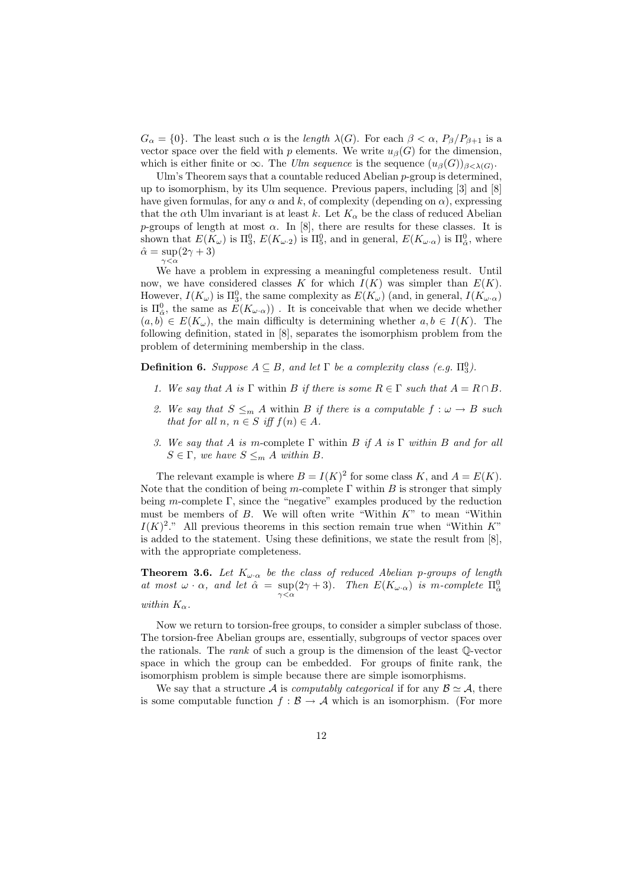$G_\alpha = \{0\}$. The least such $\alpha$ is the *length* $\lambda(G)$. For each $\beta < \alpha$, $P_\beta/P_{\beta+1}$ is a vector space over the field with $p$ elements. We write $u_\beta(G)$ for the dimension, which is either finite or $\infty$. The *Ulm sequence* is the sequence $(u_\beta(G))_{\beta<\lambda(G)}$.

Ulm's Theorem says that a countable reduced Abelian $p$-group is determined, up to isomorphism, by its Ulm sequence. Previous papers, including [3] and [8] have given formulas, for any $\alpha$ and $k$, of complexity (depending on $\alpha$), expressing that the $\alpha$th Ulm invariant is at least $k$. Let $K_\alpha$ be the class of reduced Abelian $p$-groups of length at most $\alpha$. In [8], there are results for these classes. It is shown that $E(K_\omega)$ is $\Pi^0_3$, $E(K_{\omega\cdot 2})$ is $\Pi^0_5$, and in general, $E(K_{\omega\cdot\alpha})$ is $\Pi^0_{\hat{\alpha}}$, where $\hat{\alpha} = \sup_{\gamma<\alpha}(2\gamma + 3)$

We have a problem in expressing a meaningful completeness result. Until now, we have considered classes $K$ for which $I(K)$ was simpler than $E(K)$. However, $I(K_\omega)$ is $\Pi^0_3$, the same complexity as $E(K_\omega)$ (and, in general, $I(K_{\omega\cdot\alpha})$ is $\Pi^0_{\hat{\alpha}}$, the same as $E(K_{\omega\cdot\alpha})$) . It is conceivable that when we decide whether $(a, b) \in E(K_\omega)$, the main difficulty is determining whether $a, b \in I(K)$. The following definition, stated in [8], separates the isomorphism problem from the problem of determining membership in the class.

**Definition 6.** *Suppose $A \subseteq B$, and let $\Gamma$ be a complexity class (e.g. $\Pi^0_3$).*

1. *We say that $A$ is $\Gamma$* within $B$ *if there is some $R \in \Gamma$ such that $A = R \cap B$.*
2. *We say that $S \leq_m A$* within $B$ *if there is a computable $f : \omega \to B$ such that for all $n$, $n \in S$ iff $f(n) \in A$.*
3. *We say that $A$ is* m-complete *$\Gamma$* within $B$ *if $A$ is $\Gamma$ within $B$ and for all $S \in \Gamma$, we have $S \leq_m A$ within $B$.*

The relevant example is where $B = I(K)^2$ for some class $K$, and $A = E(K)$. Note that the condition of being $m$-complete $\Gamma$ within $B$ is stronger that simply being $m$-complete $\Gamma$, since the "negative" examples produced by the reduction must be members of $B$. We will often write "Within $K$" to mean "Within $I(K)^2$." All previous theorems in this section remain true when "Within $K$" is added to the statement. Using these definitions, we state the result from [8], with the appropriate completeness.

**Theorem 3.6.** *Let $K_{\omega\cdot\alpha}$ be the class of reduced Abelian $p$-groups of length at most $\omega \cdot \alpha$, and let $\hat{\alpha} = \sup_{\gamma<\alpha}(2\gamma + 3)$. Then $E(K_{\omega\cdot\alpha})$ is $m$-complete $\Pi^0_{\hat{\alpha}}$ within $K_\alpha$.*

Now we return to torsion-free groups, to consider a simpler subclass of those. The torsion-free Abelian groups are, essentially, subgroups of vector spaces over the rationals. The *rank* of such a group is the dimension of the least $\mathbb{Q}$-vector space in which the group can be embedded. For groups of finite rank, the isomorphism problem is simple because there are simple isomorphisms.

We say that a structure $\mathcal{A}$ is *computably categorical* if for any $\mathcal{B} \simeq \mathcal{A}$, there is some computable function $f : \mathcal{B} \to \mathcal{A}$ which is an isomorphism. (For more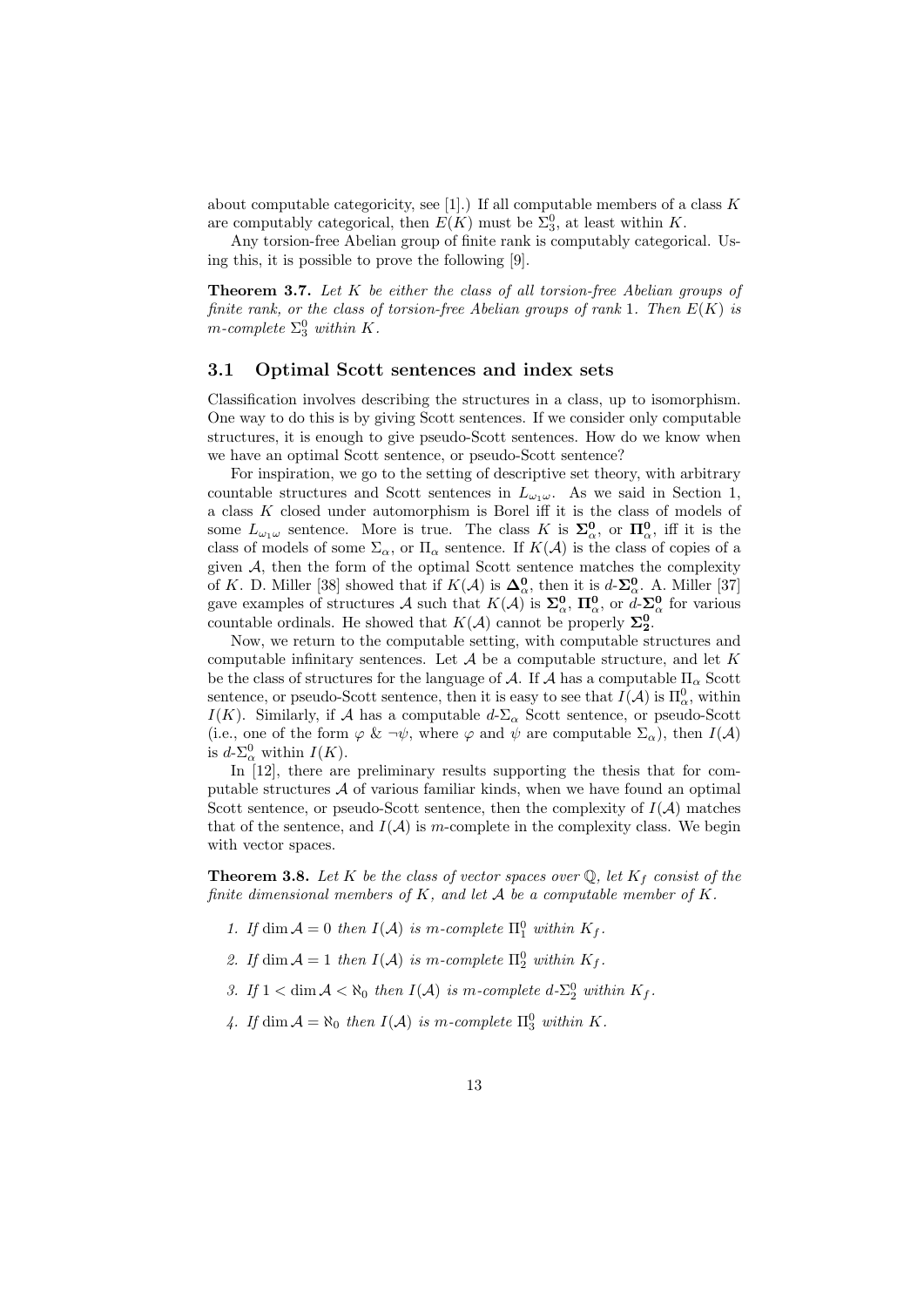about computable categoricity, see [1].) If all computable members of a class $K$ are computably categorical, then $E(K)$ must be $\Sigma^0_3$, at least within $K$.

Any torsion-free Abelian group of finite rank is computably categorical. Using this, it is possible to prove the following [9].

**Theorem 3.7.** *Let $K$ be either the class of all torsion-free Abelian groups of finite rank, or the class of torsion-free Abelian groups of rank 1. Then $E(K)$ is m-complete $\Sigma^0_3$ within $K$.*

## 3.1 Optimal Scott sentences and index sets

Classification involves describing the structures in a class, up to isomorphism. One way to do this is by giving Scott sentences. If we consider only computable structures, it is enough to give pseudo-Scott sentences. How do we know when we have an optimal Scott sentence, or pseudo-Scott sentence?

For inspiration, we go to the setting of descriptive set theory, with arbitrary countable structures and Scott sentences in $L_{\omega_1\omega}$. As we said in Section 1, a class $K$ closed under automorphism is Borel iff it is the class of models of some $L_{\omega_1\omega}$ sentence. More is true. The class $K$ is $\mathbf{\Sigma^0_\alpha}$, or $\mathbf{\Pi^0_\alpha}$, iff it is the class of models of some $\Sigma_\alpha$, or $\Pi_\alpha$ sentence. If $K(\mathcal{A})$ is the class of copies of a given $\mathcal{A}$, then the form of the optimal Scott sentence matches the complexity of $K$. D. Miller [38] showed that if $K(\mathcal{A})$ is $\mathbf{\Delta^0_\alpha}$, then it is $d$-$\mathbf{\Sigma^0_\alpha}$. A. Miller [37] gave examples of structures $\mathcal{A}$ such that $K(\mathcal{A})$ is $\mathbf{\Sigma^0_\alpha}$, $\mathbf{\Pi^0_\alpha}$, or $d$-$\mathbf{\Sigma^0_\alpha}$ for various countable ordinals. He showed that $K(\mathcal{A})$ cannot be properly $\mathbf{\Sigma^0_2}$.

Now, we return to the computable setting, with computable structures and computable infinitary sentences. Let $\mathcal{A}$ be a computable structure, and let $K$ be the class of structures for the language of $\mathcal{A}$. If $\mathcal{A}$ has a computable $\Pi_\alpha$ Scott sentence, or pseudo-Scott sentence, then it is easy to see that $I(\mathcal{A})$ is $\Pi^0_\alpha$, within $I(K)$. Similarly, if $\mathcal{A}$ has a computable $d$-$\Sigma_\alpha$ Scott sentence, or pseudo-Scott (i.e., one of the form $\varphi$ & $\neg\psi$, where $\varphi$ and $\psi$ are computable $\Sigma_\alpha$), then $I(\mathcal{A})$ is $d$-$\Sigma^0_\alpha$ within $I(K)$.

In [12], there are preliminary results supporting the thesis that for computable structures $\mathcal{A}$ of various familiar kinds, when we have found an optimal Scott sentence, or pseudo-Scott sentence, then the complexity of $I(\mathcal{A})$ matches that of the sentence, and $I(\mathcal{A})$ is $m$-complete in the complexity class. We begin with vector spaces.

**Theorem 3.8.** *Let $K$ be the class of vector spaces over $\mathbb{Q}$, let $K_f$ consist of the finite dimensional members of $K$, and let $\mathcal{A}$ be a computable member of $K$.*

1. *If $\dim \mathcal{A} = 0$ then $I(\mathcal{A})$ is m-complete $\Pi^0_1$ within $K_f$.*
2. *If $\dim \mathcal{A} = 1$ then $I(\mathcal{A})$ is m-complete $\Pi^0_2$ within $K_f$.*
3. *If $1 < \dim \mathcal{A} < \aleph_0$ then $I(\mathcal{A})$ is m-complete $d$-$\Sigma^0_2$ within $K_f$.*
4. *If $\dim \mathcal{A} = \aleph_0$ then $I(\mathcal{A})$ is m-complete $\Pi^0_3$ within $K$.*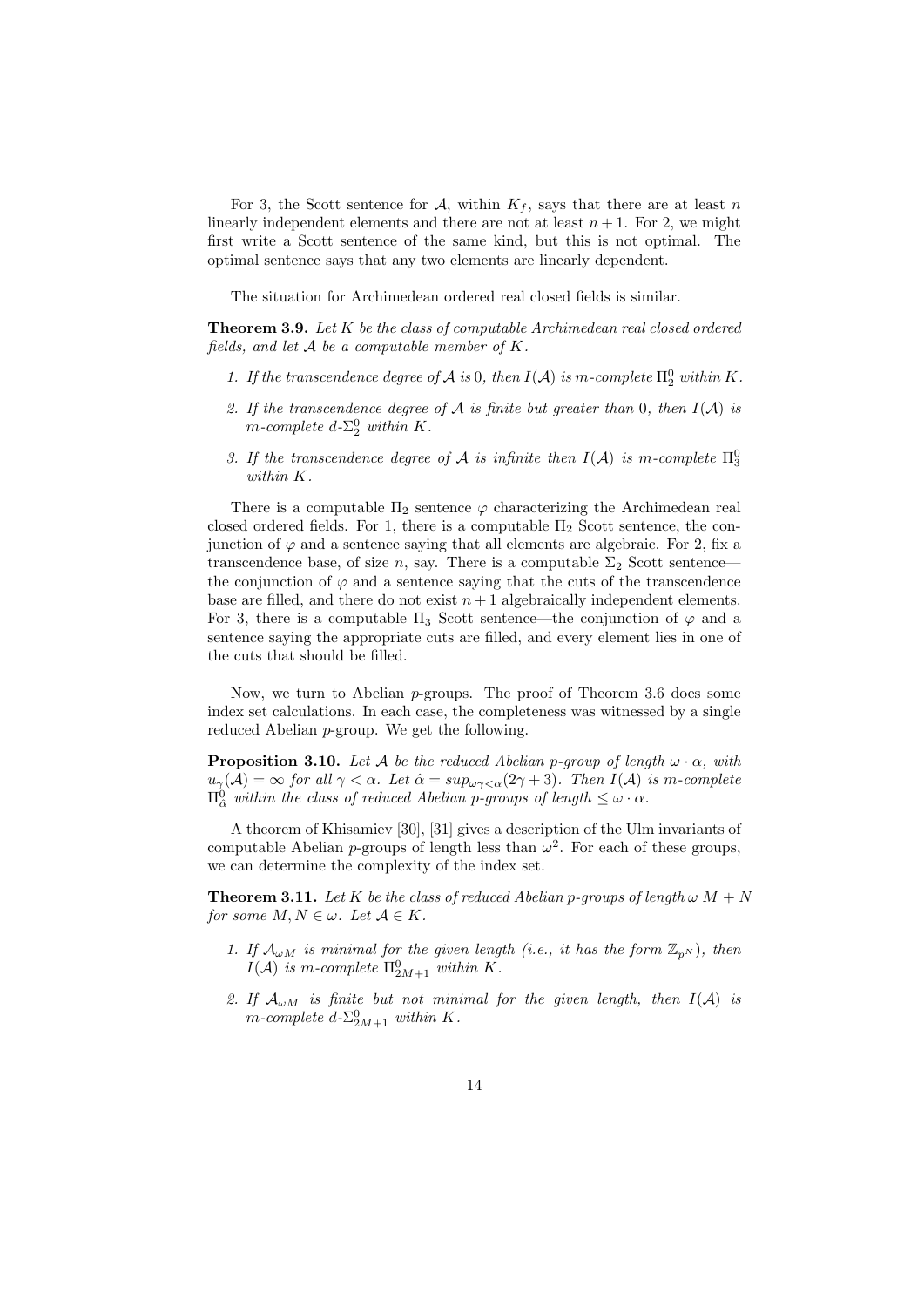For 3, the Scott sentence for $\mathcal{A}$, within $K_f$, says that there are at least $n$ linearly independent elements and there are not at least $n+1$. For 2, we might first write a Scott sentence of the same kind, but this is not optimal. The optimal sentence says that any two elements are linearly dependent.

The situation for Archimedean ordered real closed fields is similar.

**Theorem 3.9.** *Let $K$ be the class of computable Archimedean real closed ordered fields, and let $\mathcal{A}$ be a computable member of $K$.*

1. *If the transcendence degree of $\mathcal{A}$ is 0, then $I(\mathcal{A})$ is $m$-complete $\Pi^0_2$ within $K$.*
2. *If the transcendence degree of $\mathcal{A}$ is finite but greater than 0, then $I(\mathcal{A})$ is $m$-complete $d$-$\Sigma^0_2$ within $K$.*
3. *If the transcendence degree of $\mathcal{A}$ is infinite then $I(\mathcal{A})$ is $m$-complete $\Pi^0_3$ within $K$.*

There is a computable $\Pi_2$ sentence $\varphi$ characterizing the Archimedean real closed ordered fields. For 1, there is a computable $\Pi_2$ Scott sentence, the conjunction of $\varphi$ and a sentence saying that all elements are algebraic. For 2, fix a transcendence base, of size $n$, say. There is a computable $\Sigma_2$ Scott sentence—the conjunction of $\varphi$ and a sentence saying that the cuts of the transcendence base are filled, and there do not exist $n+1$ algebraically independent elements. For 3, there is a computable $\Pi_3$ Scott sentence—the conjunction of $\varphi$ and a sentence saying the appropriate cuts are filled, and every element lies in one of the cuts that should be filled.

Now, we turn to Abelian $p$-groups. The proof of Theorem 3.6 does some index set calculations. In each case, the completeness was witnessed by a single reduced Abelian $p$-group. We get the following.

**Proposition 3.10.** *Let $\mathcal{A}$ be the reduced Abelian $p$-group of length $\omega \cdot \alpha$, with $u_\gamma(\mathcal{A}) = \infty$ for all $\gamma < \alpha$. Let $\hat{\alpha} = sup_{\omega\gamma<\alpha}(2\gamma + 3)$. Then $I(\mathcal{A})$ is $m$-complete $\Pi^0_{\hat{\alpha}}$ within the class of reduced Abelian $p$-groups of length $\leq \omega \cdot \alpha$.*

A theorem of Khisamiev [30], [31] gives a description of the Ulm invariants of computable Abelian $p$-groups of length less than $\omega^2$. For each of these groups, we can determine the complexity of the index set.

**Theorem 3.11.** *Let $K$ be the class of reduced Abelian $p$-groups of length $\omega\ M + N$ for some $M, N \in \omega$. Let $\mathcal{A} \in K$.*

1. *If $\mathcal{A}_{\omega M}$ is minimal for the given length (i.e., it has the form $\mathbb{Z}_{p^N}$), then $I(\mathcal{A})$ is $m$-complete $\Pi^0_{2M+1}$ within $K$.*
2. *If $\mathcal{A}_{\omega M}$ is finite but not minimal for the given length, then $I(\mathcal{A})$ is $m$-complete $d$-$\Sigma^0_{2M+1}$ within $K$.*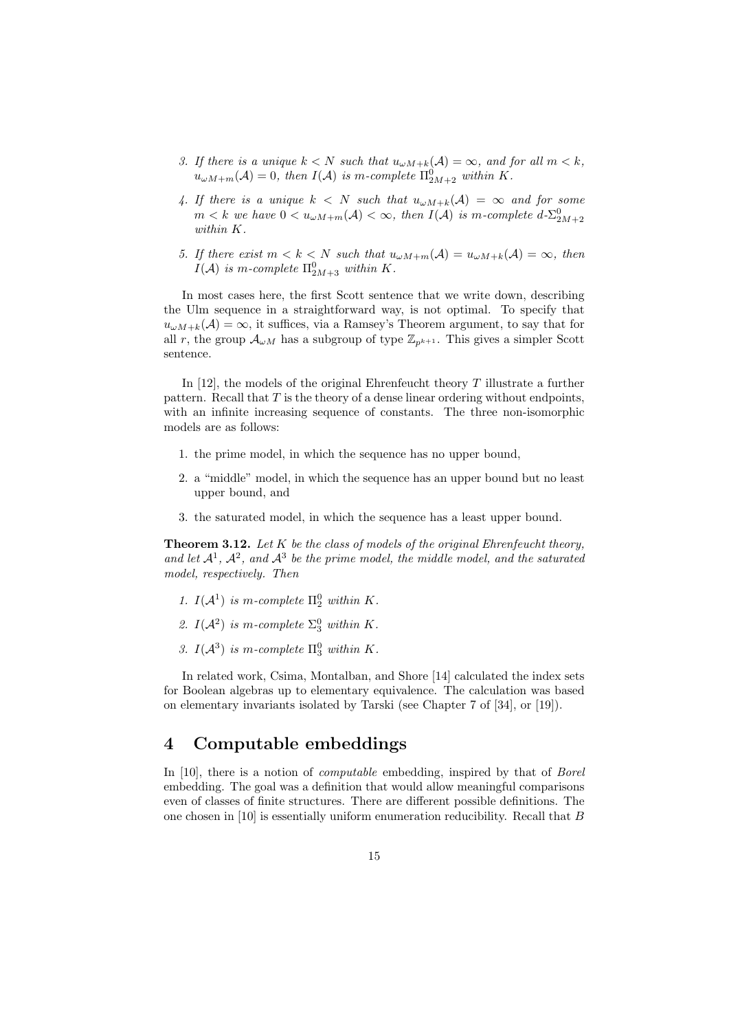3. *If there is a unique $k < N$ such that $u_{\omega M+k}(\mathcal{A}) = \infty$, and for all $m < k$, $u_{\omega M+m}(\mathcal{A}) = 0$, then $I(\mathcal{A})$ is m-complete $\Pi^0_{2M+2}$ within $K$.*

4. *If there is a unique $k < N$ such that $u_{\omega M+k}(\mathcal{A}) = \infty$ and for some $m < k$ we have $0 < u_{\omega M+m}(\mathcal{A}) < \infty$, then $I(\mathcal{A})$ is m-complete d-$\Sigma^0_{2M+2}$ within $K$.*

5. *If there exist $m < k < N$ such that $u_{\omega M+m}(\mathcal{A}) = u_{\omega M+k}(\mathcal{A}) = \infty$, then $I(\mathcal{A})$ is m-complete $\Pi^0_{2M+3}$ within $K$.*

In most cases here, the first Scott sentence that we write down, describing the Ulm sequence in a straightforward way, is not optimal. To specify that $u_{\omega M+k}(\mathcal{A}) = \infty$, it suffices, via a Ramsey's Theorem argument, to say that for all $r$, the group $\mathcal{A}_{\omega M}$ has a subgroup of type $\mathbb{Z}_{p^{k+1}}$. This gives a simpler Scott sentence.

In [12], the models of the original Ehrenfeucht theory $T$ illustrate a further pattern. Recall that $T$ is the theory of a dense linear ordering without endpoints, with an infinite increasing sequence of constants. The three non-isomorphic models are as follows:

1. the prime model, in which the sequence has no upper bound,
2. a "middle" model, in which the sequence has an upper bound but no least upper bound, and
3. the saturated model, in which the sequence has a least upper bound.

**Theorem 3.12.** *Let $K$ be the class of models of the original Ehrenfeucht theory, and let $\mathcal{A}^1$, $\mathcal{A}^2$, and $\mathcal{A}^3$ be the prime model, the middle model, and the saturated model, respectively. Then*

1. *$I(\mathcal{A}^1)$ is m-complete $\Pi^0_2$ within $K$.*
2. *$I(\mathcal{A}^2)$ is m-complete $\Sigma^0_3$ within $K$.*
3. *$I(\mathcal{A}^3)$ is m-complete $\Pi^0_3$ within $K$.*

In related work, Csima, Montalban, and Shore [14] calculated the index sets for Boolean algebras up to elementary equivalence. The calculation was based on elementary invariants isolated by Tarski (see Chapter 7 of [34], or [19]).

# 4 Computable embeddings

In [10], there is a notion of *computable* embedding, inspired by that of *Borel* embedding. The goal was a definition that would allow meaningful comparisons even of classes of finite structures. There are different possible definitions. The one chosen in [10] is essentially uniform enumeration reducibility. Recall that $B$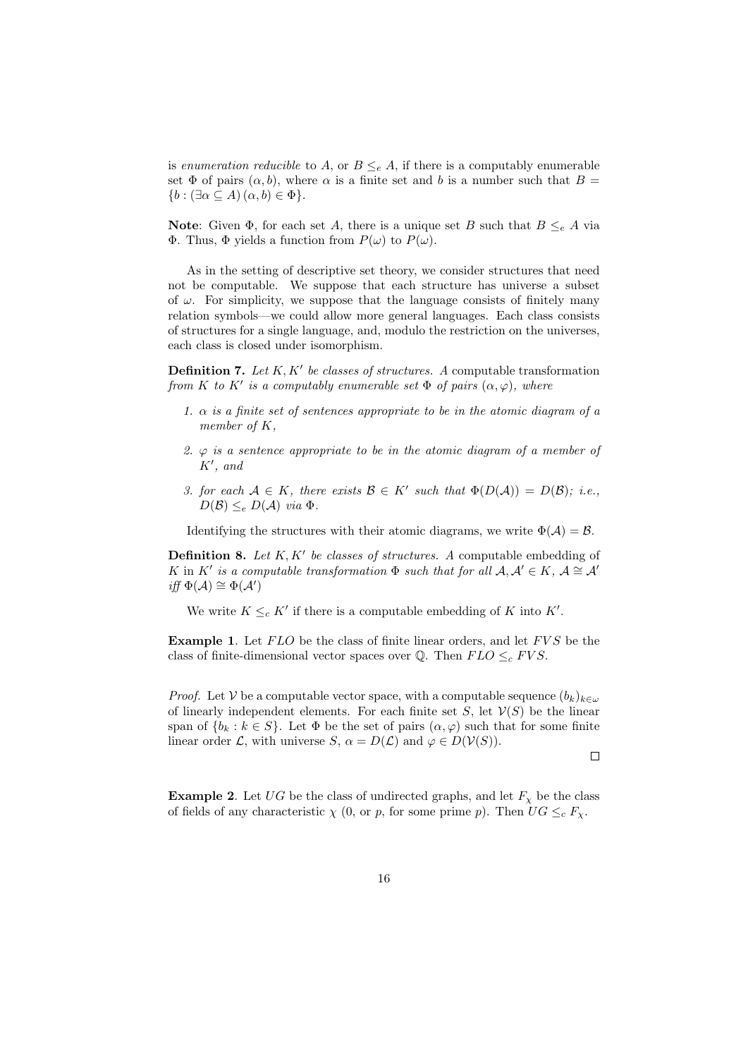is *enumeration reducible* to $A$, or $B \leq_e A$, if there is a computably enumerable set $\Phi$ of pairs $(\alpha, b)$, where $\alpha$ is a finite set and $b$ is a number such that $B = \{b : (\exists \alpha \subseteq A)\,(\alpha, b) \in \Phi\}$.

**Note**: Given $\Phi$, for each set $A$, there is a unique set $B$ such that $B \leq_e A$ via $\Phi$. Thus, $\Phi$ yields a function from $P(\omega)$ to $P(\omega)$.

As in the setting of descriptive set theory, we consider structures that need not be computable. We suppose that each structure has universe a subset of $\omega$. For simplicity, we suppose that the language consists of finitely many relation symbols—we could allow more general languages. Each class consists of structures for a single language, and, modulo the restriction on the universes, each class is closed under isomorphism.

**Definition 7.** *Let $K, K'$ be classes of structures. A* computable transformation *from $K$ to $K'$ is a computably enumerable set $\Phi$ of pairs $(\alpha, \varphi)$, where*

1. *$\alpha$ is a finite set of sentences appropriate to be in the atomic diagram of a member of $K$,*
2. *$\varphi$ is a sentence appropriate to be in the atomic diagram of a member of $K'$, and*
3. *for each $\mathcal{A} \in K$, there exists $\mathcal{B} \in K'$ such that $\Phi(D(\mathcal{A})) = D(\mathcal{B})$; i.e., $D(\mathcal{B}) \leq_e D(\mathcal{A})$ via $\Phi$.*

Identifying the structures with their atomic diagrams, we write $\Phi(\mathcal{A}) = \mathcal{B}$.

**Definition 8.** *Let $K, K'$ be classes of structures. A* computable embedding *of $K$ in $K'$ is a computable transformation $\Phi$ such that for all $\mathcal{A}, \mathcal{A}' \in K$, $\mathcal{A} \cong \mathcal{A}'$ iff $\Phi(\mathcal{A}) \cong \Phi(\mathcal{A}')$*

We write $K \leq_c K'$ if there is a computable embedding of $K$ into $K'$.

**Example 1**. Let $FLO$ be the class of finite linear orders, and let $FVS$ be the class of finite-dimensional vector spaces over $\mathbb{Q}$. Then $FLO \leq_c FVS$.

*Proof.* Let $\mathcal{V}$ be a computable vector space, with a computable sequence $(b_k)_{k\in\omega}$ of linearly independent elements. For each finite set $S$, let $\mathcal{V}(S)$ be the linear span of $\{b_k : k \in S\}$. Let $\Phi$ be the set of pairs $(\alpha, \varphi)$ such that for some finite linear order $\mathcal{L}$, with universe $S$, $\alpha = D(\mathcal{L})$ and $\varphi \in D(\mathcal{V}(S))$. □

**Example 2**. Let $UG$ be the class of undirected graphs, and let $F_\chi$ be the class of fields of any characteristic $\chi$ (0, or $p$, for some prime $p$). Then $UG \leq_c F_\chi$.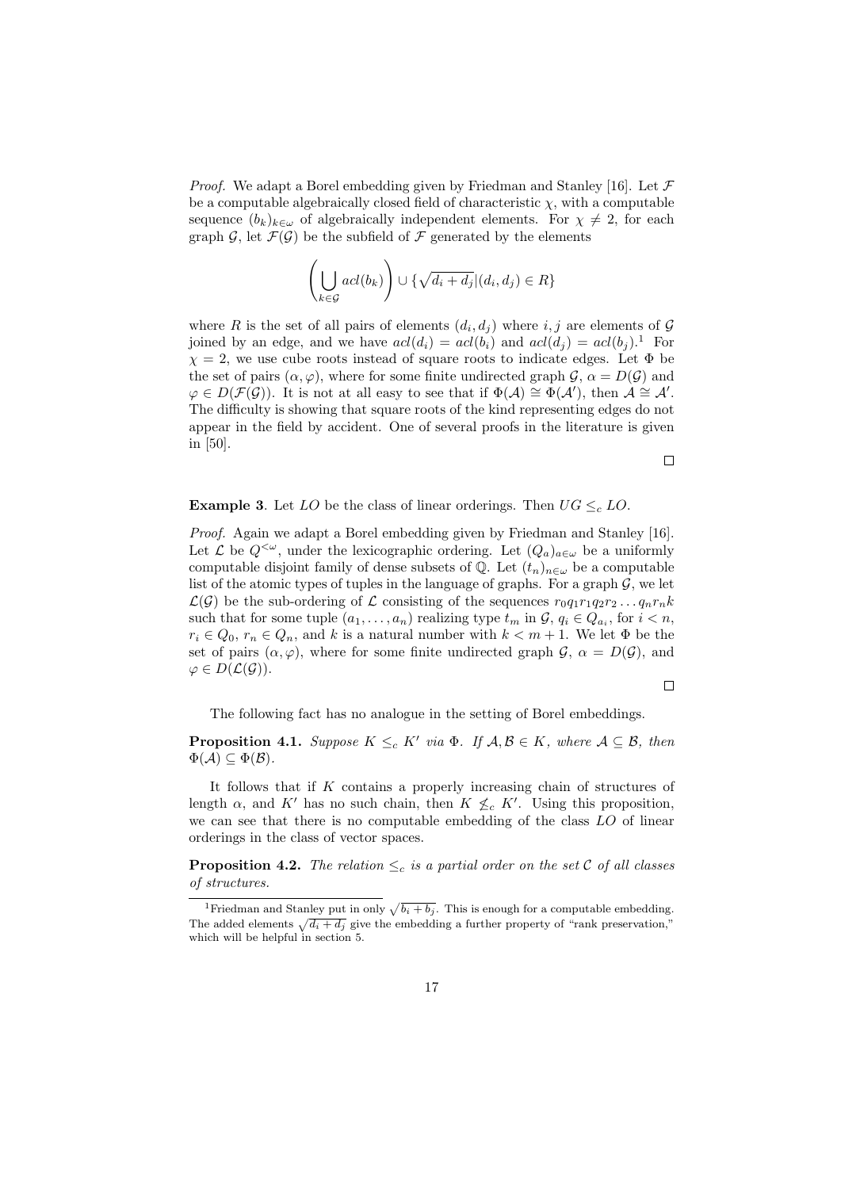*Proof.* We adapt a Borel embedding given by Friedman and Stanley [16]. Let $\mathcal{F}$ be a computable algebraically closed field of characteristic $\chi$, with a computable sequence $(b_k)_{k\in\omega}$ of algebraically independent elements. For $\chi \neq 2$, for each graph $\mathcal{G}$, let $\mathcal{F}(\mathcal{G})$ be the subfield of $\mathcal{F}$ generated by the elements

$$\left(\bigcup_{k\in\mathcal{G}} acl(b_k)\right) \cup \{\sqrt{d_i + d_j} | (d_i, d_j) \in R\}$$

where $R$ is the set of all pairs of elements $(d_i, d_j)$ where $i, j$ are elements of $\mathcal{G}$ joined by an edge, and we have $acl(d_i) = acl(b_i)$ and $acl(d_j) = acl(b_j)$.[1] For $\chi = 2$, we use cube roots instead of square roots to indicate edges. Let $\Phi$ be the set of pairs $(\alpha, \varphi)$, where for some finite undirected graph $\mathcal{G}$, $\alpha = D(\mathcal{G})$ and $\varphi \in D(\mathcal{F}(\mathcal{G}))$. It is not at all easy to see that if $\Phi(\mathcal{A}) \cong \Phi(\mathcal{A}')$, then $\mathcal{A} \cong \mathcal{A}'$. The difficulty is showing that square roots of the kind representing edges do not appear in the field by accident. One of several proofs in the literature is given in [50].

□

**Example 3**. Let $LO$ be the class of linear orderings. Then $UG \leq_c LO$.

*Proof.* Again we adapt a Borel embedding given by Friedman and Stanley [16]. Let $\mathcal{L}$ be $Q^{<\omega}$, under the lexicographic ordering. Let $(Q_a)_{a\in\omega}$ be a uniformly computable disjoint family of dense subsets of $\mathbb{Q}$. Let $(t_n)_{n\in\omega}$ be a computable list of the atomic types of tuples in the language of graphs. For a graph $\mathcal{G}$, we let $\mathcal{L}(\mathcal{G})$ be the sub-ordering of $\mathcal{L}$ consisting of the sequences $r_0q_1r_1q_2r_2\ldots q_nr_nk$ such that for some tuple $(a_1, \ldots, a_n)$ realizing type $t_m$ in $\mathcal{G}$, $q_i \in Q_{a_i}$, for $i < n$, $r_i \in Q_0$, $r_n \in Q_n$, and $k$ is a natural number with $k < m + 1$. We let $\Phi$ be the set of pairs $(\alpha, \varphi)$, where for some finite undirected graph $\mathcal{G}$, $\alpha = D(\mathcal{G})$, and $\varphi \in D(\mathcal{L}(\mathcal{G}))$.

□

The following fact has no analogue in the setting of Borel embeddings.

**Proposition 4.1.** *Suppose $K \leq_c K'$ via $\Phi$. If $\mathcal{A}, \mathcal{B} \in K$, where $\mathcal{A} \subseteq \mathcal{B}$, then $\Phi(\mathcal{A}) \subseteq \Phi(\mathcal{B})$.*

It follows that if $K$ contains a properly increasing chain of structures of length $\alpha$, and $K'$ has no such chain, then $K \not\leq_c K'$. Using this proposition, we can see that there is no computable embedding of the class $LO$ of linear orderings in the class of vector spaces.

**Proposition 4.2.** *The relation $\leq_c$ is a partial order on the set $\mathcal{C}$ of all classes of structures.*

[1] Friedman and Stanley put in only $\sqrt{b_i + b_j}$. This is enough for a computable embedding. The added elements $\sqrt{d_i + d_j}$ give the embedding a further property of "rank preservation," which will be helpful in section 5.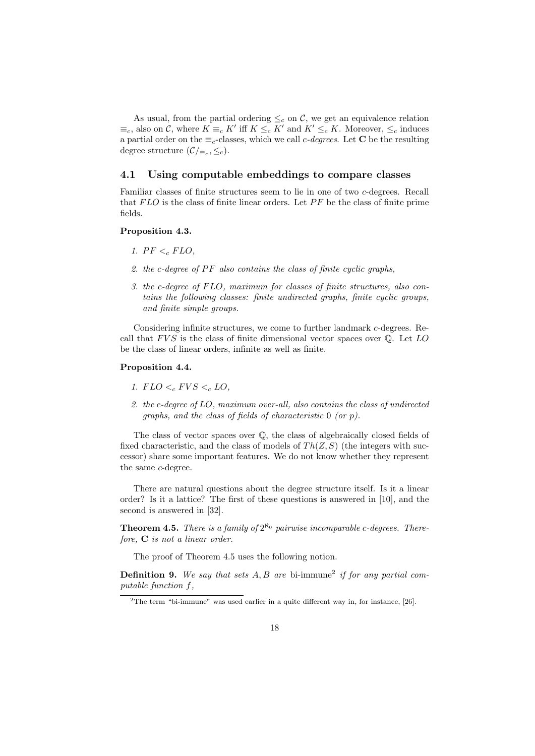As usual, from the partial ordering $\leq_c$ on $\mathcal{C}$, we get an equivalence relation $\equiv_c$, also on $\mathcal{C}$, where $K \equiv_c K'$ iff $K \leq_c K'$ and $K' \leq_c K$. Moreover, $\leq_c$ induces a partial order on the $\equiv_c$-classes, which we call *c-degrees*. Let $\mathbf{C}$ be the resulting degree structure $(\mathcal{C}/_{\equiv_c}, \leq_c)$.

### 4.1 Using computable embeddings to compare classes

Familiar classes of finite structures seem to lie in one of two $c$-degrees. Recall that $FLO$ is the class of finite linear orders. Let $PF$ be the class of finite prime fields.

**Proposition 4.3.**

1. *$PF <_c FLO$,*
2. *the c-degree of $PF$ also contains the class of finite cyclic graphs,*
3. *the c-degree of $FLO$, maximum for classes of finite structures, also contains the following classes: finite undirected graphs, finite cyclic groups, and finite simple groups.*

Considering infinite structures, we come to further landmark $c$-degrees. Recall that $FVS$ is the class of finite dimensional vector spaces over $\mathbb{Q}$. Let $LO$ be the class of linear orders, infinite as well as finite.

**Proposition 4.4.**

1. *$FLO <_c FVS <_c LO$,*
2. *the c-degree of $LO$, maximum over-all, also contains the class of undirected graphs, and the class of fields of characteristic 0 (or $p$).*

The class of vector spaces over $\mathbb{Q}$, the class of algebraically closed fields of fixed characteristic, and the class of models of $Th(Z, S)$ (the integers with successor) share some important features. We do not know whether they represent the same $c$-degree.

There are natural questions about the degree structure itself. Is it a linear order? Is it a lattice? The first of these questions is answered in [10], and the second is answered in [32].

**Theorem 4.5.** *There is a family of $2^{\aleph_0}$ pairwise incomparable c-degrees. Therefore, $\mathbf{C}$ is not a linear order.*

The proof of Theorem 4.5 uses the following notion.

**Definition 9.** *We say that sets $A, B$ are* bi-immune[2] *if for any partial computable function $f$,*

[2] The term "bi-immune" was used earlier in a quite different way in, for instance, [26].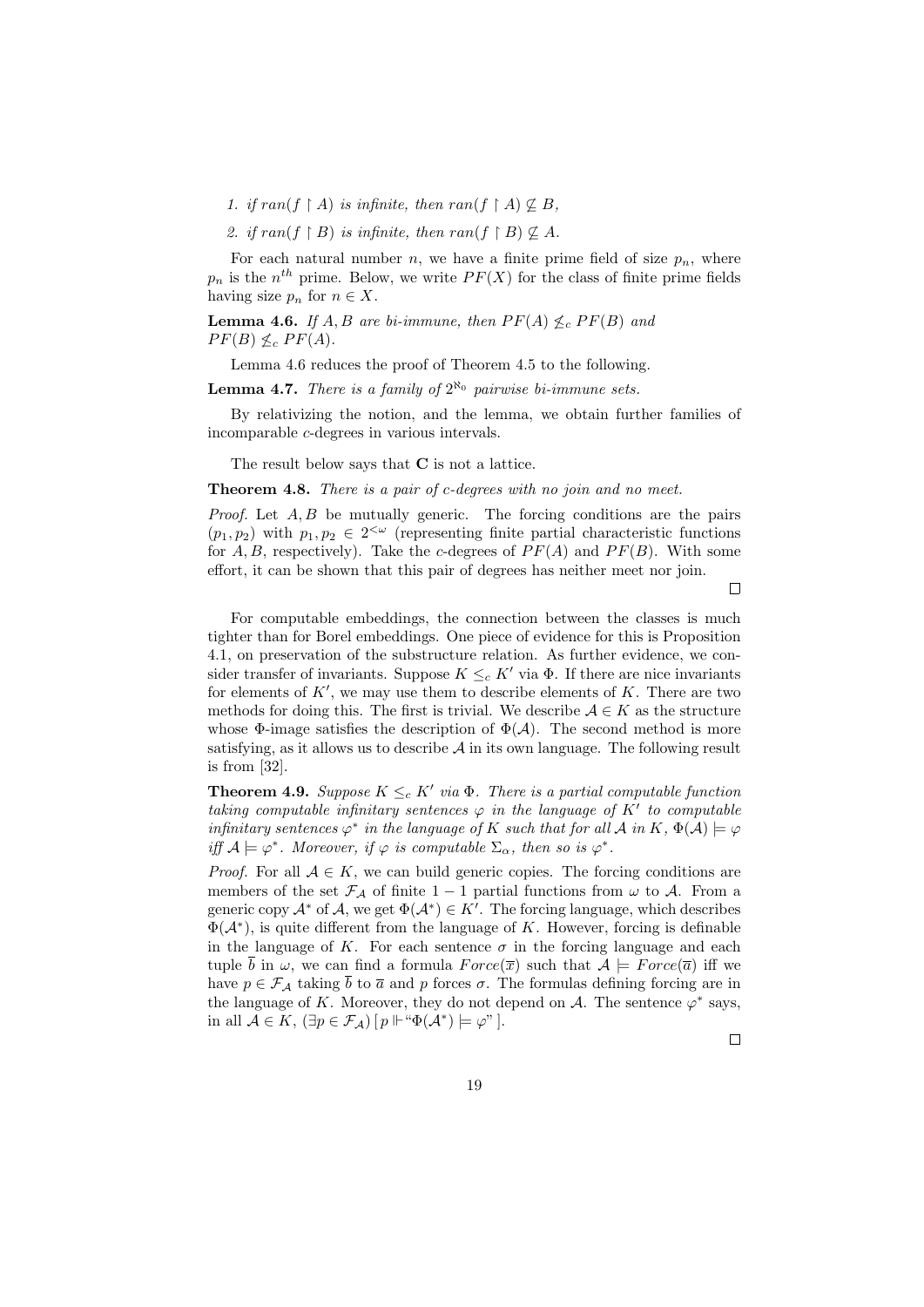1. *if $ran(f \upharpoonright A)$ is infinite, then $ran(f \upharpoonright A) \not\subseteq B$,*
2. *if $ran(f \upharpoonright B)$ is infinite, then $ran(f \upharpoonright B) \not\subseteq A$.*

For each natural number $n$, we have a finite prime field of size $p_n$, where $p_n$ is the $n^{th}$ prime. Below, we write $PF(X)$ for the class of finite prime fields having size $p_n$ for $n \in X$.

**Lemma 4.6.** *If $A, B$ are bi-immune, then $PF(A) \not\leq_c PF(B)$ and $PF(B) \not\leq_c PF(A)$.*

Lemma 4.6 reduces the proof of Theorem 4.5 to the following.

**Lemma 4.7.** *There is a family of $2^{\aleph_0}$ pairwise bi-immune sets.*

By relativizing the notion, and the lemma, we obtain further families of incomparable $c$-degrees in various intervals.

The result below says that **C** is not a lattice.

**Theorem 4.8.** *There is a pair of c-degrees with no join and no meet.*

*Proof.* Let $A, B$ be mutually generic. The forcing conditions are the pairs $(p_1, p_2)$ with $p_1, p_2 \in 2^{<\omega}$ (representing finite partial characteristic functions for $A, B$, respectively). Take the $c$-degrees of $PF(A)$ and $PF(B)$. With some effort, it can be shown that this pair of degrees has neither meet nor join. $\square$

For computable embeddings, the connection between the classes is much tighter than for Borel embeddings. One piece of evidence for this is Proposition 4.1, on preservation of the substructure relation. As further evidence, we consider transfer of invariants. Suppose $K \leq_c K'$ via $\Phi$. If there are nice invariants for elements of $K'$, we may use them to describe elements of $K$. There are two methods for doing this. The first is trivial. We describe $\mathcal{A} \in K$ as the structure whose $\Phi$-image satisfies the description of $\Phi(\mathcal{A})$. The second method is more satisfying, as it allows us to describe $\mathcal{A}$ in its own language. The following result is from [32].

**Theorem 4.9.** *Suppose $K \leq_c K'$ via $\Phi$. There is a partial computable function taking computable infinitary sentences $\varphi$ in the language of $K'$ to computable infinitary sentences $\varphi^*$ in the language of $K$ such that for all $\mathcal{A}$ in $K$, $\Phi(\mathcal{A}) \models \varphi$ iff $\mathcal{A} \models \varphi^*$. Moreover, if $\varphi$ is computable $\Sigma_\alpha$, then so is $\varphi^*$.*

*Proof.* For all $\mathcal{A} \in K$, we can build generic copies. The forcing conditions are members of the set $\mathcal{F}_\mathcal{A}$ of finite $1-1$ partial functions from $\omega$ to $\mathcal{A}$. From a generic copy $\mathcal{A}^*$ of $\mathcal{A}$, we get $\Phi(\mathcal{A}^*) \in K'$. The forcing language, which describes $\Phi(\mathcal{A}^*)$, is quite different from the language of $K$. However, forcing is definable in the language of $K$. For each sentence $\sigma$ in the forcing language and each tuple $\overline{b}$ in $\omega$, we can find a formula $Force(\overline{x})$ such that $\mathcal{A} \models Force(\overline{a})$ iff we have $p \in \mathcal{F}_\mathcal{A}$ taking $\overline{b}$ to $\overline{a}$ and $p$ forces $\sigma$. The formulas defining forcing are in the language of $K$. Moreover, they do not depend on $\mathcal{A}$. The sentence $\varphi^*$ says, in all $\mathcal{A} \in K$, $(\exists p \in \mathcal{F}_\mathcal{A})\, [\, p \Vdash$ "$\Phi(\mathcal{A}^*) \models \varphi$" $]$. $\square$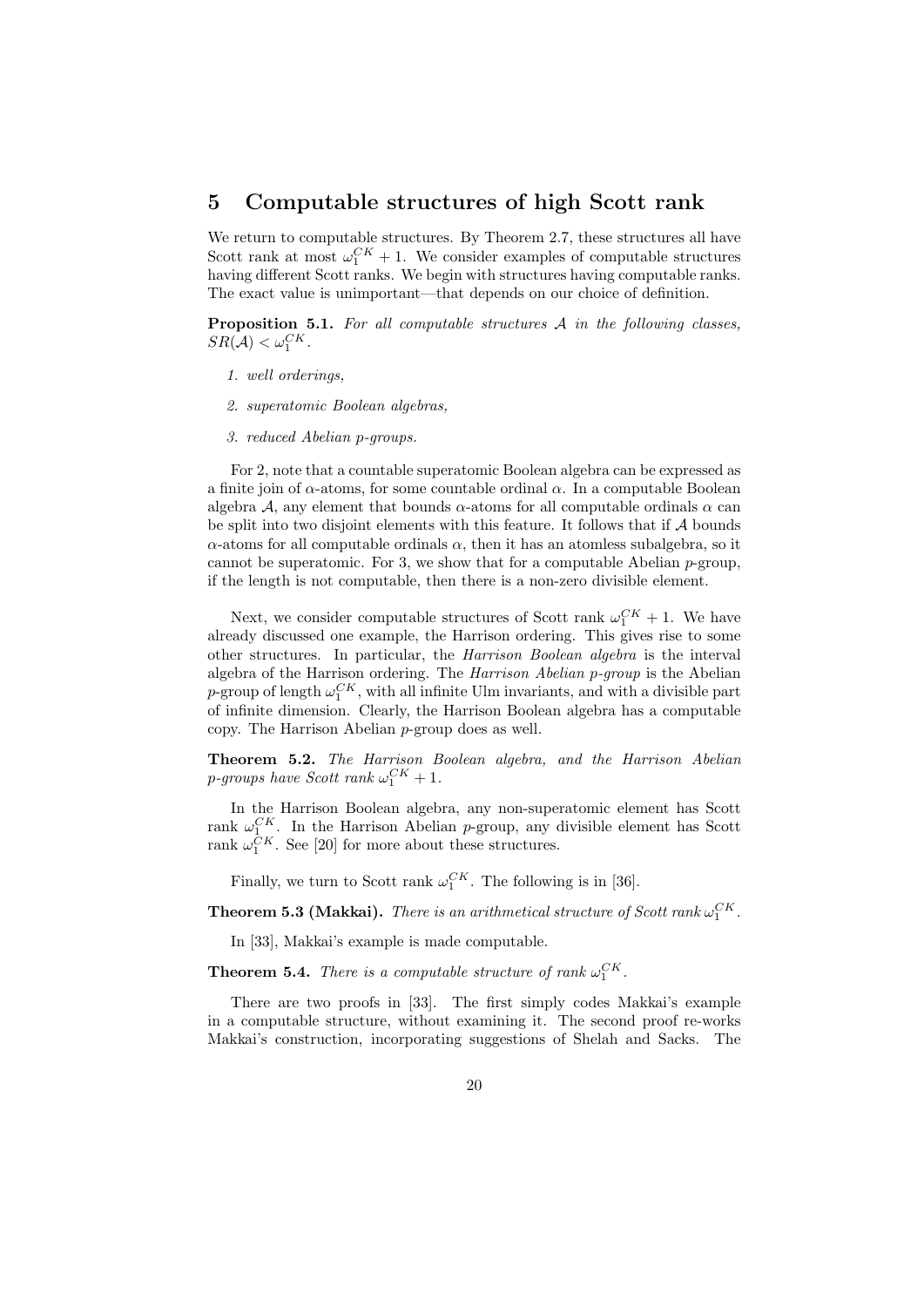## 5 Computable structures of high Scott rank

We return to computable structures. By Theorem 2.7, these structures all have Scott rank at most $\omega_1^{CK} + 1$. We consider examples of computable structures having different Scott ranks. We begin with structures having computable ranks. The exact value is unimportant—that depends on our choice of definition.

**Proposition 5.1.** *For all computable structures $\mathcal{A}$ in the following classes, $SR(\mathcal{A}) < \omega_1^{CK}$.*

1. *well orderings,*
2. *superatomic Boolean algebras,*
3. *reduced Abelian $p$-groups.*

For 2, note that a countable superatomic Boolean algebra can be expressed as a finite join of $\alpha$-atoms, for some countable ordinal $\alpha$. In a computable Boolean algebra $\mathcal{A}$, any element that bounds $\alpha$-atoms for all computable ordinals $\alpha$ can be split into two disjoint elements with this feature. It follows that if $\mathcal{A}$ bounds $\alpha$-atoms for all computable ordinals $\alpha$, then it has an atomless subalgebra, so it cannot be superatomic. For 3, we show that for a computable Abelian $p$-group, if the length is not computable, then there is a non-zero divisible element.

Next, we consider computable structures of Scott rank $\omega_1^{CK} + 1$. We have already discussed one example, the Harrison ordering. This gives rise to some other structures. In particular, the *Harrison Boolean algebra* is the interval algebra of the Harrison ordering. The *Harrison Abelian $p$-group* is the Abelian $p$-group of length $\omega_1^{CK}$, with all infinite Ulm invariants, and with a divisible part of infinite dimension. Clearly, the Harrison Boolean algebra has a computable copy. The Harrison Abelian $p$-group does as well.

**Theorem 5.2.** *The Harrison Boolean algebra, and the Harrison Abelian $p$-groups have Scott rank $\omega_1^{CK} + 1$.*

In the Harrison Boolean algebra, any non-superatomic element has Scott rank $\omega_1^{CK}$. In the Harrison Abelian $p$-group, any divisible element has Scott rank $\omega_1^{CK}$. See [20] for more about these structures.

Finally, we turn to Scott rank $\omega_1^{CK}$. The following is in [36].

**Theorem 5.3 (Makkai).** *There is an arithmetical structure of Scott rank $\omega_1^{CK}$.*

In [33], Makkai's example is made computable.

**Theorem 5.4.** *There is a computable structure of rank $\omega_1^{CK}$.*

There are two proofs in [33]. The first simply codes Makkai's example in a computable structure, without examining it. The second proof re-works Makkai's construction, incorporating suggestions of Shelah and Sacks. The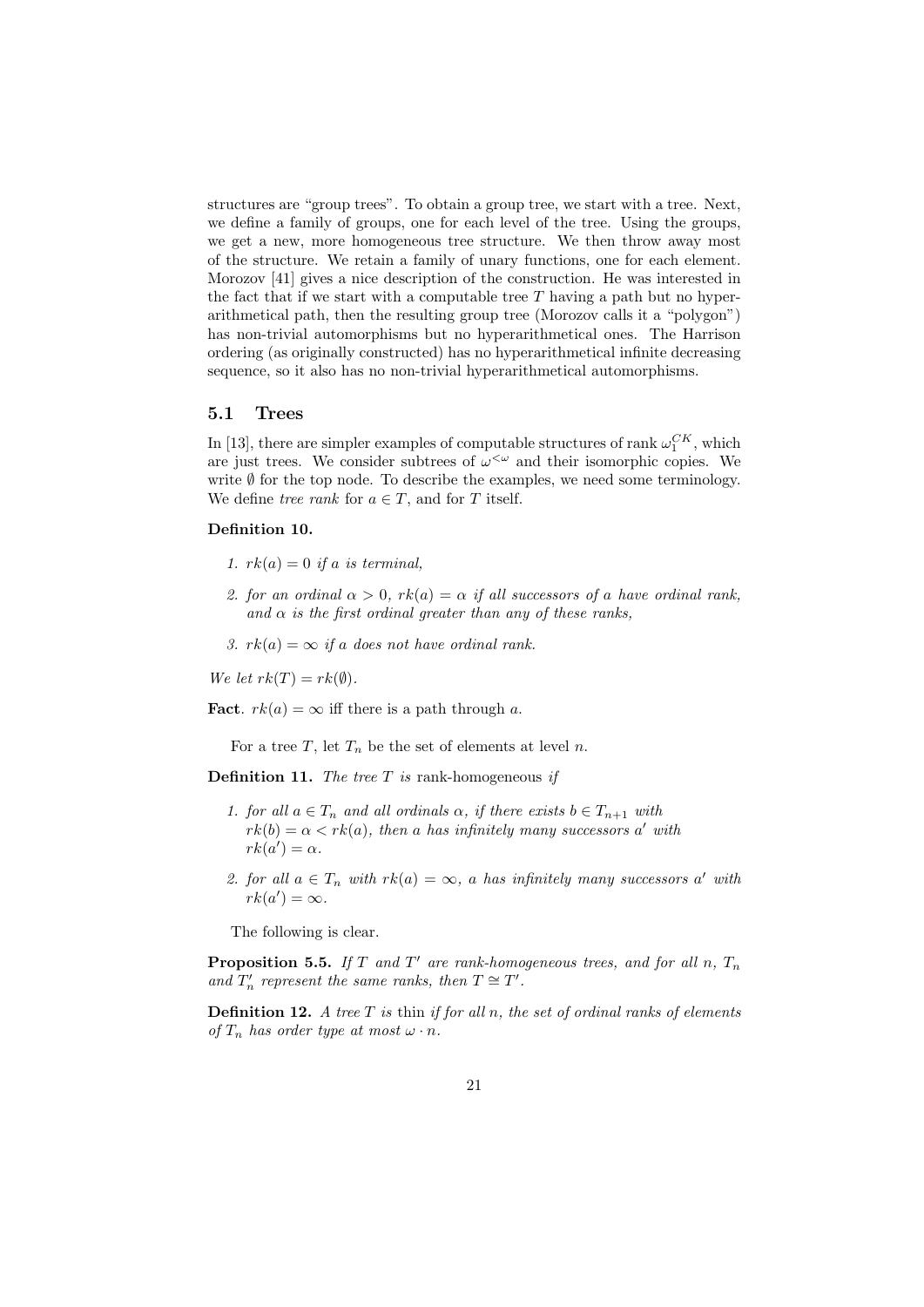structures are "group trees". To obtain a group tree, we start with a tree. Next, we define a family of groups, one for each level of the tree. Using the groups, we get a new, more homogeneous tree structure. We then throw away most of the structure. We retain a family of unary functions, one for each element. Morozov [41] gives a nice description of the construction. He was interested in the fact that if we start with a computable tree $T$ having a path but no hyperarithmetical path, then the resulting group tree (Morozov calls it a "polygon") has non-trivial automorphisms but no hyperarithmetical ones. The Harrison ordering (as originally constructed) has no hyperarithmetical infinite decreasing sequence, so it also has no non-trivial hyperarithmetical automorphisms.

## 5.1 Trees

In [13], there are simpler examples of computable structures of rank $\omega_1^{CK}$, which are just trees. We consider subtrees of $\omega^{<\omega}$ and their isomorphic copies. We write $\emptyset$ for the top node. To describe the examples, we need some terminology. We define *tree rank* for $a \in T$, and for $T$ itself.

**Definition 10.**

1. *$rk(a) = 0$ if $a$ is terminal,*
2. *for an ordinal $\alpha > 0$, $rk(a) = \alpha$ if all successors of $a$ have ordinal rank, and $\alpha$ is the first ordinal greater than any of these ranks,*
3. *$rk(a) = \infty$ if $a$ does not have ordinal rank.*

*We let $rk(T) = rk(\emptyset)$.*

**Fact**. $rk(a) = \infty$ iff there is a path through $a$.

For a tree $T$, let $T_n$ be the set of elements at level $n$.

**Definition 11.** *The tree $T$ is* rank-homogeneous *if*

1. *for all $a \in T_n$ and all ordinals $\alpha$, if there exists $b \in T_{n+1}$ with $rk(b) = \alpha < rk(a)$, then $a$ has infinitely many successors $a'$ with $rk(a') = \alpha$.*
2. *for all $a \in T_n$ with $rk(a) = \infty$, $a$ has infinitely many successors $a'$ with $rk(a') = \infty$.*

The following is clear.

**Proposition 5.5.** *If $T$ and $T'$ are rank-homogeneous trees, and for all $n$, $T_n$ and $T'_n$ represent the same ranks, then $T \cong T'$.*

**Definition 12.** *A tree $T$ is* thin *if for all $n$, the set of ordinal ranks of elements of $T_n$ has order type at most $\omega \cdot n$.*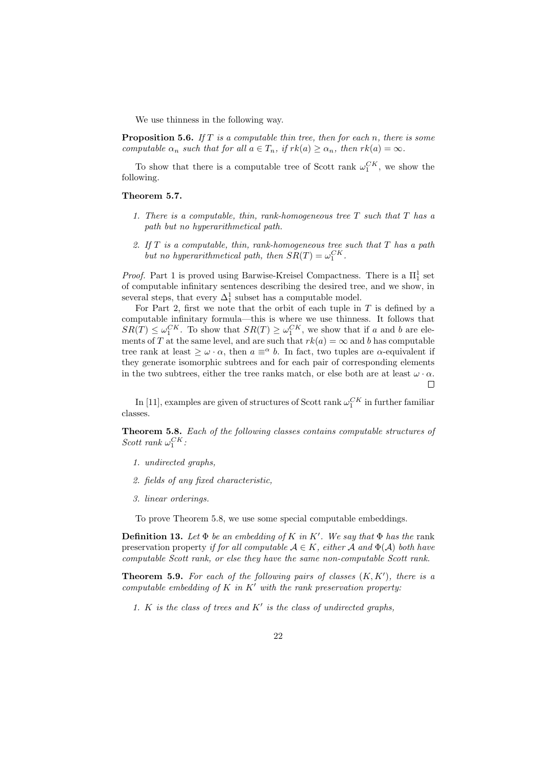We use thinness in the following way.

**Proposition 5.6.** *If $T$ is a computable thin tree, then for each $n$, there is some computable $\alpha_n$ such that for all $a \in T_n$, if $rk(a) \geq \alpha_n$, then $rk(a) = \infty$.*

To show that there is a computable tree of Scott rank $\omega_1^{CK}$, we show the following.

**Theorem 5.7.**

1. *There is a computable, thin, rank-homogeneous tree $T$ such that $T$ has a path but no hyperarithmetical path.*
2. *If $T$ is a computable, thin, rank-homogeneous tree such that $T$ has a path but no hyperarithmetical path, then $SR(T) = \omega_1^{CK}$.*

*Proof.* Part 1 is proved using Barwise-Kreisel Compactness. There is a $\Pi^1_1$ set of computable infinitary sentences describing the desired tree, and we show, in several steps, that every $\Delta^1_1$ subset has a computable model.

For Part 2, first we note that the orbit of each tuple in $T$ is defined by a computable infinitary formula—this is where we use thinness. It follows that $SR(T) \leq \omega_1^{CK}$. To show that $SR(T) \geq \omega_1^{CK}$, we show that if $a$ and $b$ are elements of $T$ at the same level, and are such that $rk(a) = \infty$ and $b$ has computable tree rank at least $\geq \omega \cdot \alpha$, then $a \equiv^\alpha b$. In fact, two tuples are $\alpha$-equivalent if they generate isomorphic subtrees and for each pair of corresponding elements in the two subtrees, either the tree ranks match, or else both are at least $\omega \cdot \alpha$. $\square$

In [11], examples are given of structures of Scott rank $\omega_1^{CK}$ in further familiar classes.

**Theorem 5.8.** *Each of the following classes contains computable structures of Scott rank $\omega_1^{CK}$:*

1. *undirected graphs,*
2. *fields of any fixed characteristic,*
3. *linear orderings.*

To prove Theorem 5.8, we use some special computable embeddings.

**Definition 13.** *Let $\Phi$ be an embedding of $K$ in $K'$. We say that $\Phi$ has the* rank preservation property *if for all computable $\mathcal{A} \in K$, either $\mathcal{A}$ and $\Phi(\mathcal{A})$ both have computable Scott rank, or else they have the same non-computable Scott rank.*

**Theorem 5.9.** *For each of the following pairs of classes $(K, K')$, there is a computable embedding of $K$ in $K'$ with the rank preservation property:*

1. *$K$ is the class of trees and $K'$ is the class of undirected graphs,*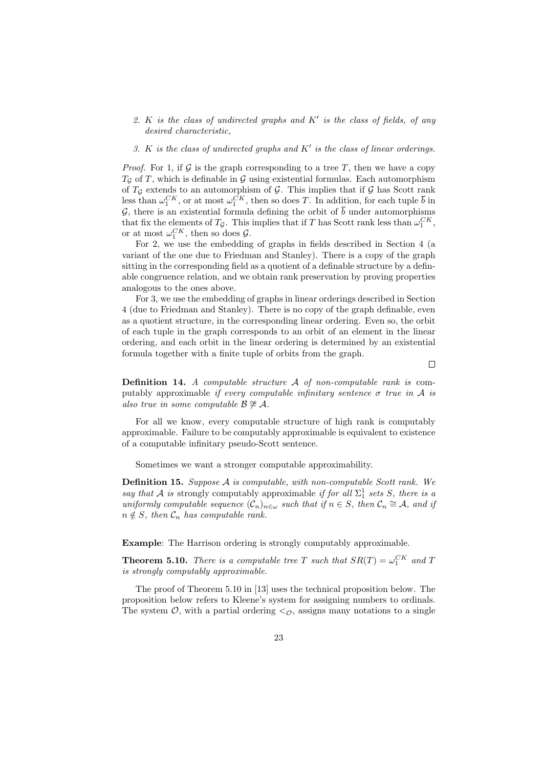2. *$K$ is the class of undirected graphs and $K'$ is the class of fields, of any desired characteristic,*

3. *$K$ is the class of undirected graphs and $K'$ is the class of linear orderings.*

*Proof.* For 1, if $\mathcal{G}$ is the graph corresponding to a tree $T$, then we have a copy $T_{\mathcal{G}}$ of $T$, which is definable in $\mathcal{G}$ using existential formulas. Each automorphism of $T_{\mathcal{G}}$ extends to an automorphism of $\mathcal{G}$. This implies that if $\mathcal{G}$ has Scott rank less than $\omega_1^{CK}$, or at most $\omega_1^{CK}$, then so does $T$. In addition, for each tuple $\overline{b}$ in $\mathcal{G}$, there is an existential formula defining the orbit of $\overline{b}$ under automorphisms that fix the elements of $T_{\mathcal{G}}$. This implies that if $T$ has Scott rank less than $\omega_1^{CK}$, or at most $\omega_1^{CK}$, then so does $\mathcal{G}$.

For 2, we use the embedding of graphs in fields described in Section 4 (a variant of the one due to Friedman and Stanley). There is a copy of the graph sitting in the corresponding field as a quotient of a definable structure by a definable congruence relation, and we obtain rank preservation by proving properties analogous to the ones above.

For 3, we use the embedding of graphs in linear orderings described in Section 4 (due to Friedman and Stanley). There is no copy of the graph definable, even as a quotient structure, in the corresponding linear ordering. Even so, the orbit of each tuple in the graph corresponds to an orbit of an element in the linear ordering, and each orbit in the linear ordering is determined by an existential formula together with a finite tuple of orbits from the graph.

□

**Definition 14.** *A computable structure $\mathcal{A}$ of non-computable rank is* computably approximable *if every computable infinitary sentence $\sigma$ true in $\mathcal{A}$ is also true in some computable $\mathcal{B} \not\cong \mathcal{A}$.*

For all we know, every computable structure of high rank is computably approximable. Failure to be computably approximable is equivalent to existence of a computable infinitary pseudo-Scott sentence.

Sometimes we want a stronger computable approximability.

**Definition 15.** *Suppose $\mathcal{A}$ is computable, with non-computable Scott rank. We say that $\mathcal{A}$ is* strongly computably approximable *if for all $\Sigma_1^1$ sets $S$, there is a uniformly computable sequence $(\mathcal{C}_n)_{n\in\omega}$ such that if $n \in S$, then $\mathcal{C}_n \cong \mathcal{A}$, and if $n \notin S$, then $\mathcal{C}_n$ has computable rank.*

**Example**: The Harrison ordering is strongly computably approximable.

**Theorem 5.10.** *There is a computable tree $T$ such that $SR(T) = \omega_1^{CK}$ and $T$ is strongly computably approximable.*

The proof of Theorem 5.10 in [13] uses the technical proposition below. The proposition below refers to Kleene's system for assigning numbers to ordinals. The system $\mathcal{O}$, with a partial ordering $<_{\mathcal{O}}$, assigns many notations to a single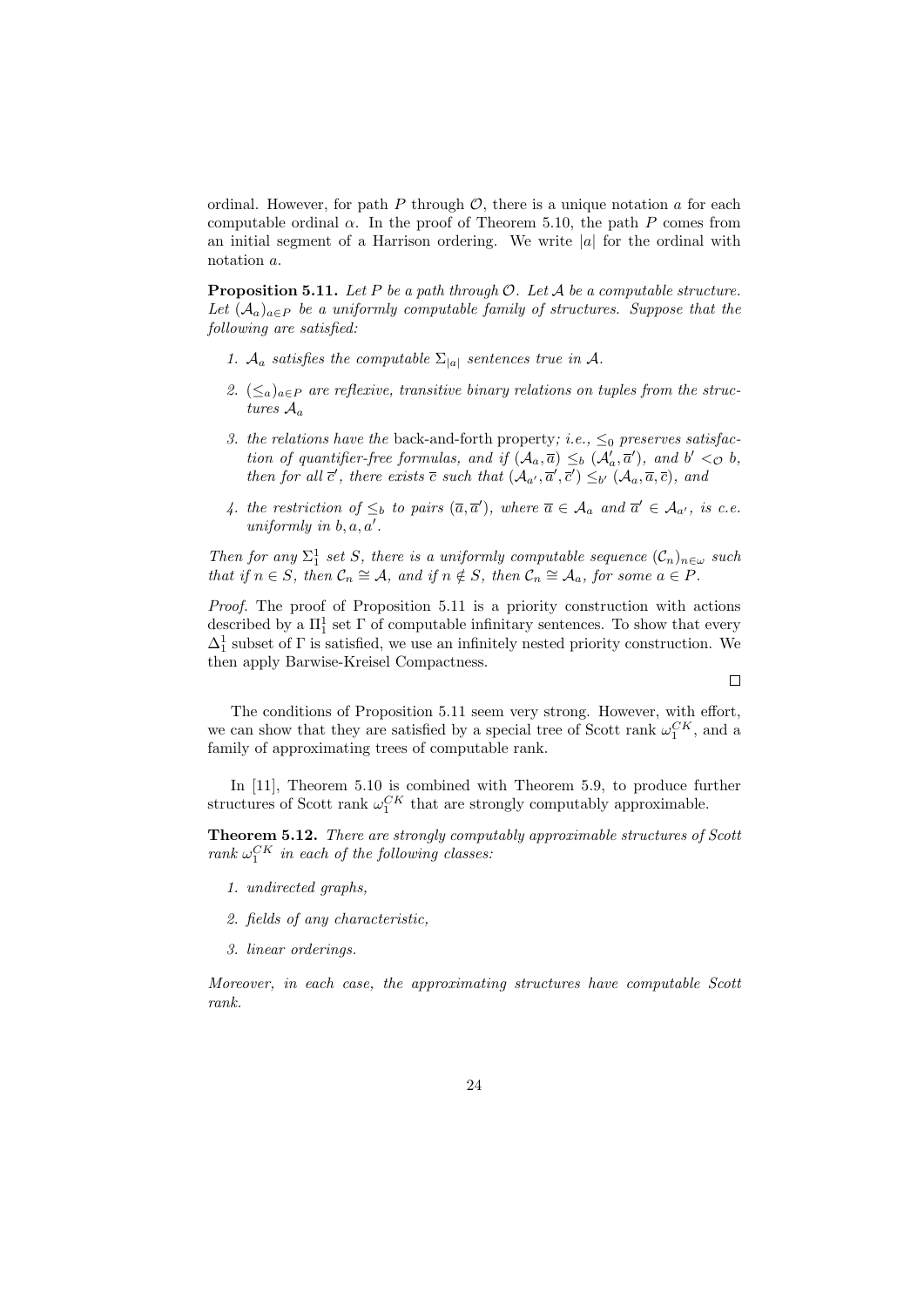ordinal. However, for path $P$ through $\mathcal{O}$, there is a unique notation $a$ for each computable ordinal $\alpha$. In the proof of Theorem 5.10, the path $P$ comes from an initial segment of a Harrison ordering. We write $|a|$ for the ordinal with notation $a$.

**Proposition 5.11.** *Let $P$ be a path through $\mathcal{O}$. Let $\mathcal{A}$ be a computable structure. Let $(\mathcal{A}_a)_{a \in P}$ be a uniformly computable family of structures. Suppose that the following are satisfied:*

1. *$\mathcal{A}_a$ satisfies the computable $\Sigma_{|a|}$ sentences true in $\mathcal{A}$.*
2. *$(\leq_a)_{a \in P}$ are reflexive, transitive binary relations on tuples from the structures $\mathcal{A}_a$*
3. *the relations have the* back-and-forth property*; i.e., $\leq_0$ preserves satisfaction of quantifier-free formulas, and if $(\mathcal{A}_a, \overline{a}) \leq_b (\mathcal{A}'_a, \overline{a}')$, and $b' <_{\mathcal{O}} b$, then for all $\overline{c}'$, there exists $\overline{c}$ such that $(\mathcal{A}_{a'}, \overline{a}', \overline{c}') \leq_{b'} (\mathcal{A}_a, \overline{a}, \overline{c})$, and*
4. *the restriction of $\leq_b$ to pairs $(\overline{a}, \overline{a}')$, where $\overline{a} \in \mathcal{A}_a$ and $\overline{a}' \in \mathcal{A}_{a'}$, is c.e. uniformly in $b, a, a'$.*

*Then for any $\Sigma^1_1$ set $S$, there is a uniformly computable sequence $(\mathcal{C}_n)_{n \in \omega}$ such that if $n \in S$, then $\mathcal{C}_n \cong \mathcal{A}$, and if $n \notin S$, then $\mathcal{C}_n \cong \mathcal{A}_a$, for some $a \in P$.*

*Proof.* The proof of Proposition 5.11 is a priority construction with actions described by a $\Pi^1_1$ set $\Gamma$ of computable infinitary sentences. To show that every $\Delta^1_1$ subset of $\Gamma$ is satisfied, we use an infinitely nested priority construction. We then apply Barwise-Kreisel Compactness. $\square$

The conditions of Proposition 5.11 seem very strong. However, with effort, we can show that they are satisfied by a special tree of Scott rank $\omega_1^{CK}$, and a family of approximating trees of computable rank.

In [11], Theorem 5.10 is combined with Theorem 5.9, to produce further structures of Scott rank $\omega_1^{CK}$ that are strongly computably approximable.

**Theorem 5.12.** *There are strongly computably approximable structures of Scott rank $\omega_1^{CK}$ in each of the following classes:*

1. *undirected graphs,*
2. *fields of any characteristic,*
3. *linear orderings.*

*Moreover, in each case, the approximating structures have computable Scott rank.*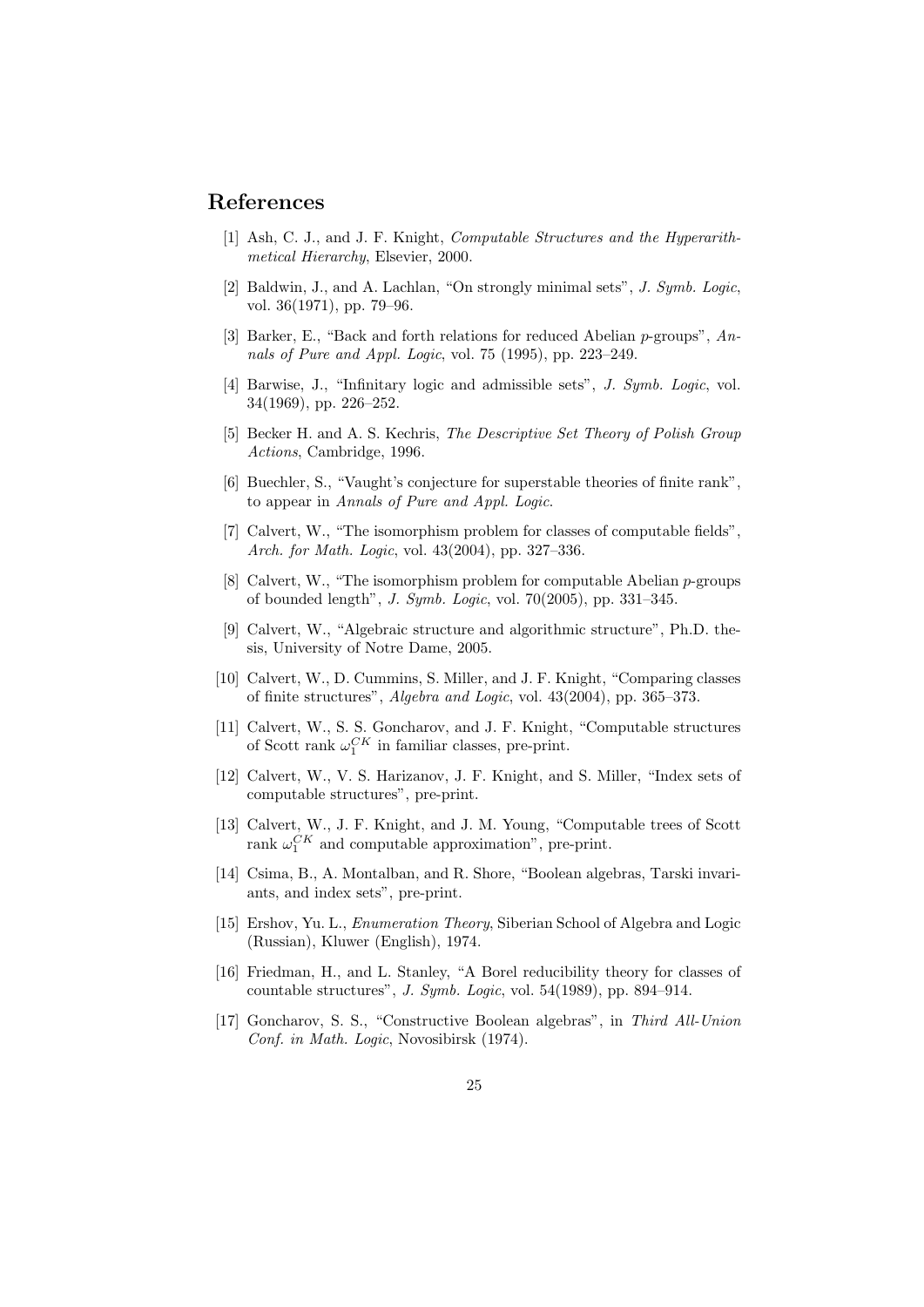## References

[1] Ash, C. J., and J. F. Knight, *Computable Structures and the Hyperarithmetical Hierarchy*, Elsevier, 2000.

[2] Baldwin, J., and A. Lachlan, "On strongly minimal sets", *J. Symb. Logic*, vol. 36(1971), pp. 79–96.

[3] Barker, E., "Back and forth relations for reduced Abelian $p$-groups", *Annals of Pure and Appl. Logic*, vol. 75 (1995), pp. 223–249.

[4] Barwise, J., "Infinitary logic and admissible sets", *J. Symb. Logic*, vol. 34(1969), pp. 226–252.

[5] Becker H. and A. S. Kechris, *The Descriptive Set Theory of Polish Group Actions*, Cambridge, 1996.

[6] Buechler, S., "Vaught's conjecture for superstable theories of finite rank", to appear in *Annals of Pure and Appl. Logic*.

[7] Calvert, W., "The isomorphism problem for classes of computable fields", *Arch. for Math. Logic*, vol. 43(2004), pp. 327–336.

[8] Calvert, W., "The isomorphism problem for computable Abelian $p$-groups of bounded length", *J. Symb. Logic*, vol. 70(2005), pp. 331–345.

[9] Calvert, W., "Algebraic structure and algorithmic structure", Ph.D. thesis, University of Notre Dame, 2005.

[10] Calvert, W., D. Cummins, S. Miller, and J. F. Knight, "Comparing classes of finite structures", *Algebra and Logic*, vol. 43(2004), pp. 365–373.

[11] Calvert, W., S. S. Goncharov, and J. F. Knight, "Computable structures of Scott rank $\omega_1^{CK}$ in familiar classes, pre-print.

[12] Calvert, W., V. S. Harizanov, J. F. Knight, and S. Miller, "Index sets of computable structures", pre-print.

[13] Calvert, W., J. F. Knight, and J. M. Young, "Computable trees of Scott rank $\omega_1^{CK}$ and computable approximation", pre-print.

[14] Csima, B., A. Montalban, and R. Shore, "Boolean algebras, Tarski invariants, and index sets", pre-print.

[15] Ershov, Yu. L., *Enumeration Theory*, Siberian School of Algebra and Logic (Russian), Kluwer (English), 1974.

[16] Friedman, H., and L. Stanley, "A Borel reducibility theory for classes of countable structures", *J. Symb. Logic*, vol. 54(1989), pp. 894–914.

[17] Goncharov, S. S., "Constructive Boolean algebras", in *Third All-Union Conf. in Math. Logic*, Novosibirsk (1974).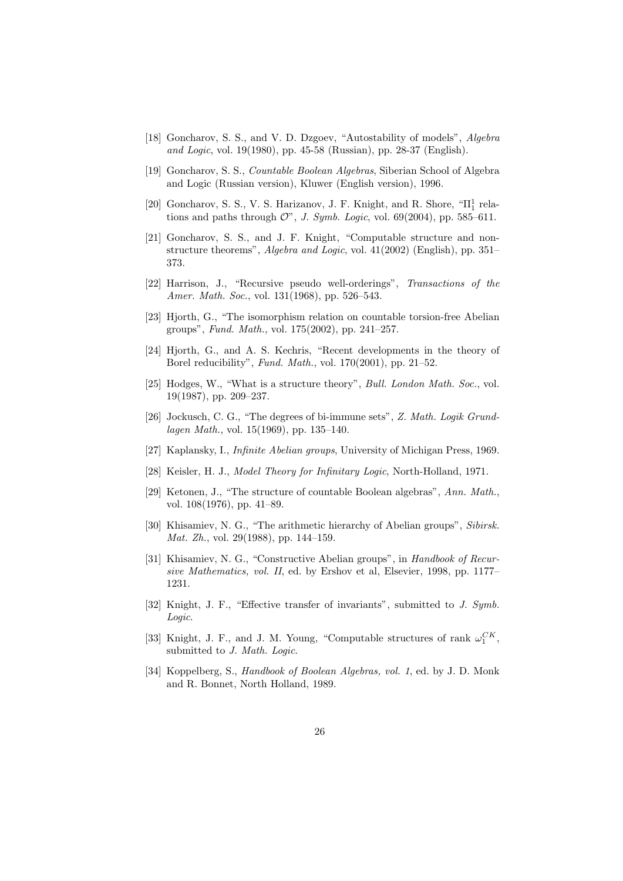[18] Goncharov, S. S., and V. D. Dzgoev, "Autostability of models", *Algebra and Logic*, vol. 19(1980), pp. 45-58 (Russian), pp. 28-37 (English).

[19] Goncharov, S. S., *Countable Boolean Algebras*, Siberian School of Algebra and Logic (Russian version), Kluwer (English version), 1996.

[20] Goncharov, S. S., V. S. Harizanov, J. F. Knight, and R. Shore, "$\Pi^1_1$ relations and paths through $\mathcal{O}$", *J. Symb. Logic*, vol. 69(2004), pp. 585–611.

[21] Goncharov, S. S., and J. F. Knight, "Computable structure and non-structure theorems", *Algebra and Logic*, vol. 41(2002) (English), pp. 351–373.

[22] Harrison, J., "Recursive pseudo well-orderings", *Transactions of the Amer. Math. Soc.*, vol. 131(1968), pp. 526–543.

[23] Hjorth, G., "The isomorphism relation on countable torsion-free Abelian groups", *Fund. Math.*, vol. 175(2002), pp. 241–257.

[24] Hjorth, G., and A. S. Kechris, "Recent developments in the theory of Borel reducibility", *Fund. Math.*, vol. 170(2001), pp. 21–52.

[25] Hodges, W., "What is a structure theory", *Bull. London Math. Soc.*, vol. 19(1987), pp. 209–237.

[26] Jockusch, C. G., "The degrees of bi-immune sets", *Z. Math. Logik Grundlagen Math.*, vol. 15(1969), pp. 135–140.

[27] Kaplansky, I., *Infinite Abelian groups*, University of Michigan Press, 1969.

[28] Keisler, H. J., *Model Theory for Infinitary Logic*, North-Holland, 1971.

[29] Ketonen, J., "The structure of countable Boolean algebras", *Ann. Math.*, vol. 108(1976), pp. 41–89.

[30] Khisamiev, N. G., "The arithmetic hierarchy of Abelian groups", *Sibirsk. Mat. Zh.*, vol. 29(1988), pp. 144–159.

[31] Khisamiev, N. G., "Constructive Abelian groups", in *Handbook of Recursive Mathematics, vol. II*, ed. by Ershov et al, Elsevier, 1998, pp. 1177–1231.

[32] Knight, J. F., "Effective transfer of invariants", submitted to *J. Symb. Logic*.

[33] Knight, J. F., and J. M. Young, "Computable structures of rank $\omega_1^{CK}$", submitted to *J. Math. Logic*.

[34] Koppelberg, S., *Handbook of Boolean Algebras, vol. 1*, ed. by J. D. Monk and R. Bonnet, North Holland, 1989.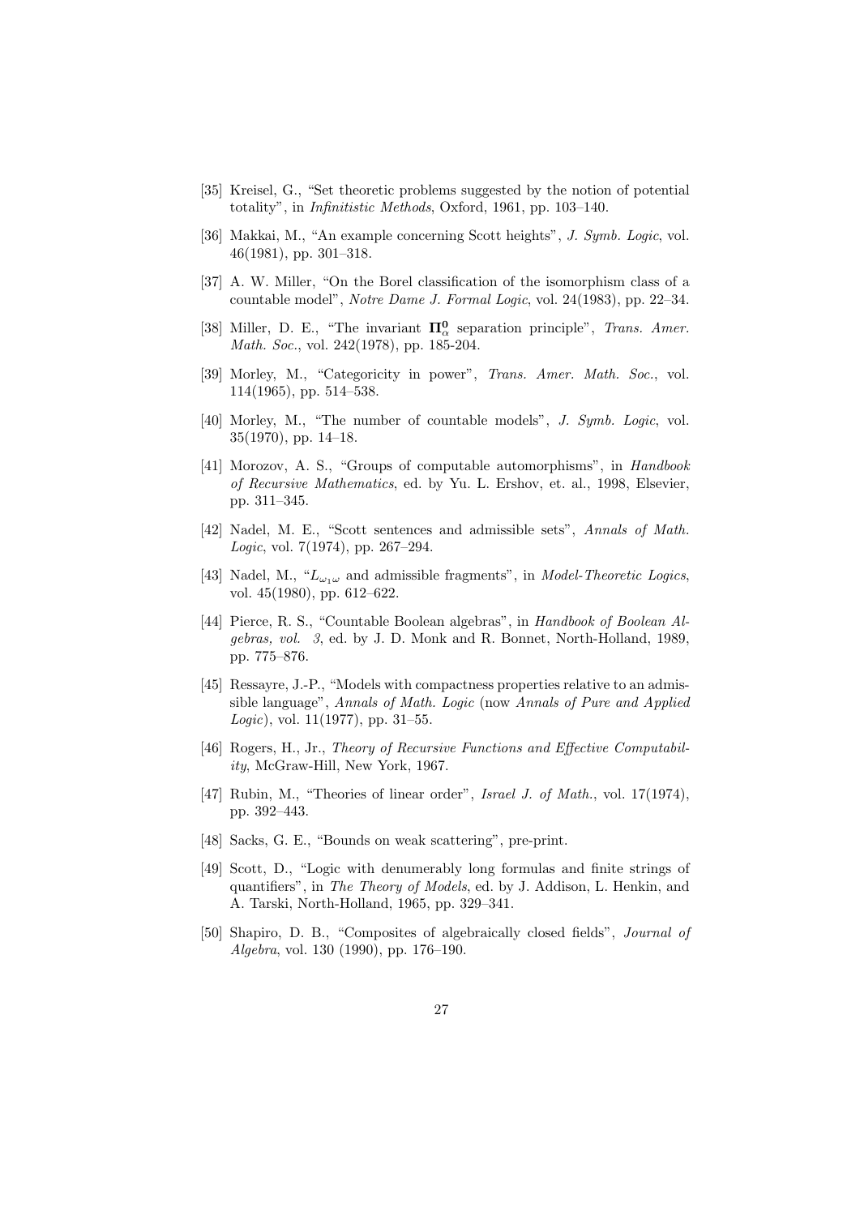[35] Kreisel, G., "Set theoretic problems suggested by the notion of potential totality", in *Infinitistic Methods*, Oxford, 1961, pp. 103–140.

[36] Makkai, M., "An example concerning Scott heights", *J. Symb. Logic*, vol. 46(1981), pp. 301–318.

[37] A. W. Miller, "On the Borel classification of the isomorphism class of a countable model", *Notre Dame J. Formal Logic*, vol. 24(1983), pp. 22–34.

[38] Miller, D. E., "The invariant $\mathbf{\Pi}^0_\alpha$ separation principle", *Trans. Amer. Math. Soc.*, vol. 242(1978), pp. 185-204.

[39] Morley, M., "Categoricity in power", *Trans. Amer. Math. Soc.*, vol. 114(1965), pp. 514–538.

[40] Morley, M., "The number of countable models", *J. Symb. Logic*, vol. 35(1970), pp. 14–18.

[41] Morozov, A. S., "Groups of computable automorphisms", in *Handbook of Recursive Mathematics*, ed. by Yu. L. Ershov, et. al., 1998, Elsevier, pp. 311–345.

[42] Nadel, M. E., "Scott sentences and admissible sets", *Annals of Math. Logic*, vol. 7(1974), pp. 267–294.

[43] Nadel, M., "$L_{\omega_1\omega}$ and admissible fragments", in *Model-Theoretic Logics*, vol. 45(1980), pp. 612–622.

[44] Pierce, R. S., "Countable Boolean algebras", in *Handbook of Boolean Algebras, vol. 3*, ed. by J. D. Monk and R. Bonnet, North-Holland, 1989, pp. 775–876.

[45] Ressayre, J.-P., "Models with compactness properties relative to an admissible language", *Annals of Math. Logic* (now *Annals of Pure and Applied Logic*), vol. 11(1977), pp. 31–55.

[46] Rogers, H., Jr., *Theory of Recursive Functions and Effective Computability*, McGraw-Hill, New York, 1967.

[47] Rubin, M., "Theories of linear order", *Israel J. of Math.*, vol. 17(1974), pp. 392–443.

[48] Sacks, G. E., "Bounds on weak scattering", pre-print.

[49] Scott, D., "Logic with denumerably long formulas and finite strings of quantifiers", in *The Theory of Models*, ed. by J. Addison, L. Henkin, and A. Tarski, North-Holland, 1965, pp. 329–341.

[50] Shapiro, D. B., "Composites of algebraically closed fields", *Journal of Algebra*, vol. 130 (1990), pp. 176–190.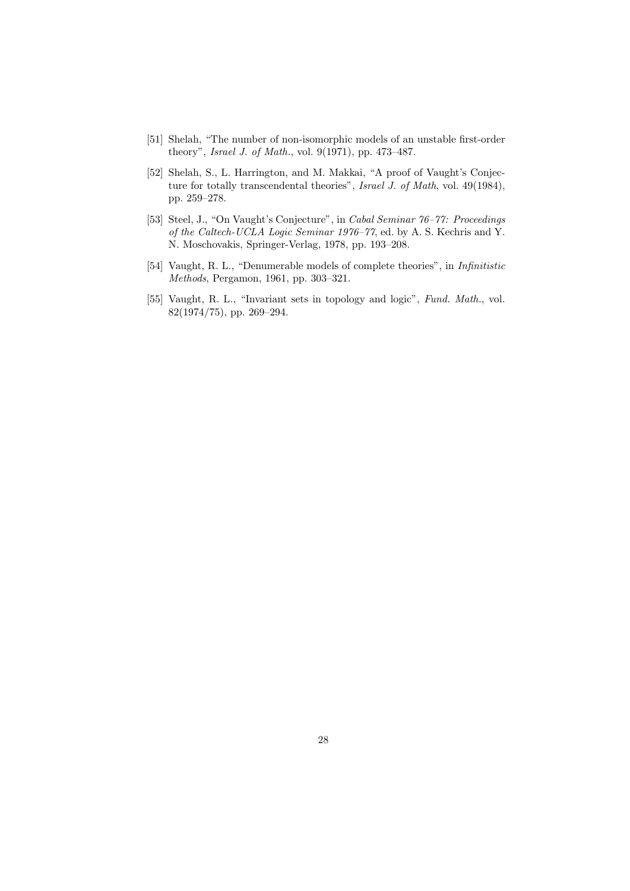[51] Shelah, "The number of non-isomorphic models of an unstable first-order theory", *Israel J. of Math.*, vol. 9(1971), pp. 473–487.

[52] Shelah, S., L. Harrington, and M. Makkai, "A proof of Vaught's Conjecture for totally transcendental theories", *Israel J. of Math*, vol. 49(1984), pp. 259–278.

[53] Steel, J., "On Vaught's Conjecture", in *Cabal Seminar 76–77: Proceedings of the Caltech-UCLA Logic Seminar 1976–77*, ed. by A. S. Kechris and Y. N. Moschovakis, Springer-Verlag, 1978, pp. 193–208.

[54] Vaught, R. L., "Denumerable models of complete theories", in *Infinitistic Methods*, Pergamon, 1961, pp. 303–321.

[55] Vaught, R. L., "Invariant sets in topology and logic", *Fund. Math.*, vol. 82(1974/75), pp. 269–294.